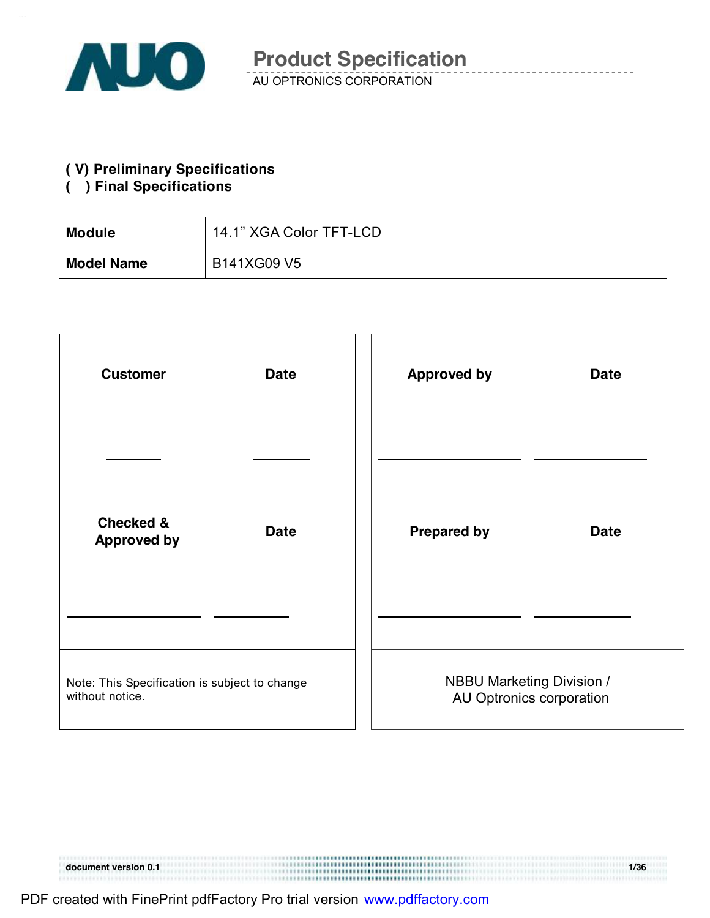# Product Specification

AU OPTRONICS CORPORATION

**( V) Preliminary Specifications**
**(   ) Final Specifications**

| **Module** | 14.1" XGA Color TFT-LCD |
|---|---|
| **Model Name** | B141XG09 V5 |

| **Customer** | **Date** | **Approved by** | **Date** |
|---|---|---|---|
| ________ | ________ | ________ | ________ |
| **Checked & Approved by** | **Date** | **Prepared by** | **Date** |
| ________ | ________ | ________ | ________ |
| Note: This Specification is subject to change without notice. | | NBBU Marketing Division / AU Optronics corporation | |

document version 0.1

PDF created with FinePrint pdfFactory Pro trial version www.pdffactory.com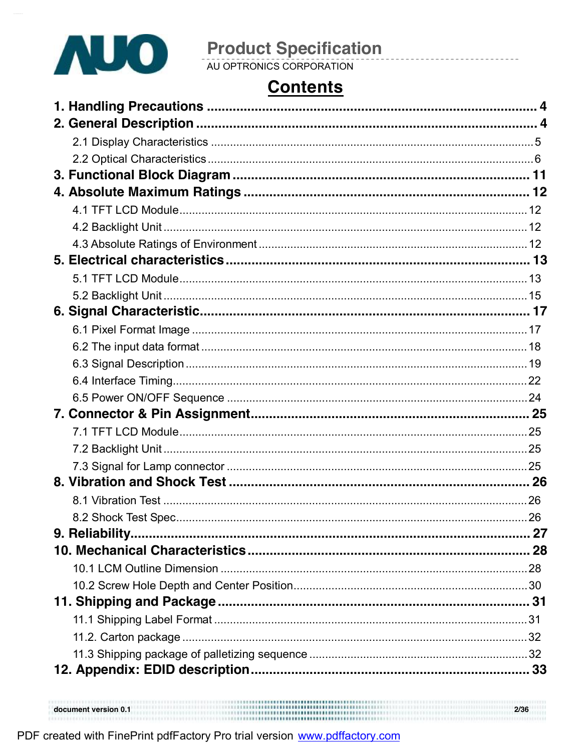# Contents

**1. Handling Precautions** .................................................................................... **4**

**2. General Description** ....................................................................................... **4**

2.1 Display Characteristics ....................................................................................5

2.2 Optical Characteristics .....................................................................................6

**3. Functional Block Diagram** ............................................................................. **11**

**4. Absolute Maximum Ratings** ........................................................................... **12**

4.1 TFT LCD Module............................................................................................12

4.2 Backlight Unit .................................................................................................12

4.3 Absolute Ratings of Environment ...................................................................12

**5. Electrical characteristics** ................................................................................ **13**

5.1 TFT LCD Module............................................................................................13

5.2 Backlight Unit .................................................................................................15

**6. Signal Characteristic**........................................................................................ **17**

6.1 Pixel Format Image ........................................................................................17

6.2 The input data format .....................................................................................18

6.3 Signal Description ..........................................................................................19

6.4 Interface Timing...............................................................................................22

6.5 Power ON/OFF Sequence ..............................................................................24

**7. Connector & Pin Assignment**.......................................................................... **25**

7.1 TFT LCD Module............................................................................................25

7.2 Backlight Unit .................................................................................................25

7.3 Signal for Lamp connector ..............................................................................25

**8. Vibration and Shock Test** ............................................................................... **26**

8.1 Vibration Test .................................................................................................26

8.2 Shock Test Spec.............................................................................................26

**9. Reliability**.......................................................................................................... **27**

**10. Mechanical Characteristics** ........................................................................... **28**

10.1 LCM Outline Dimension ...............................................................................28

10.2 Screw Hole Depth and Center Position.........................................................30

**11. Shipping and Package** .................................................................................. **31**

11.1 Shipping Label Format .................................................................................31

11.2. Carton package ...........................................................................................32

11.3 Shipping package of palletizing sequence ....................................................32

**12. Appendix: EDID description**.......................................................................... **33**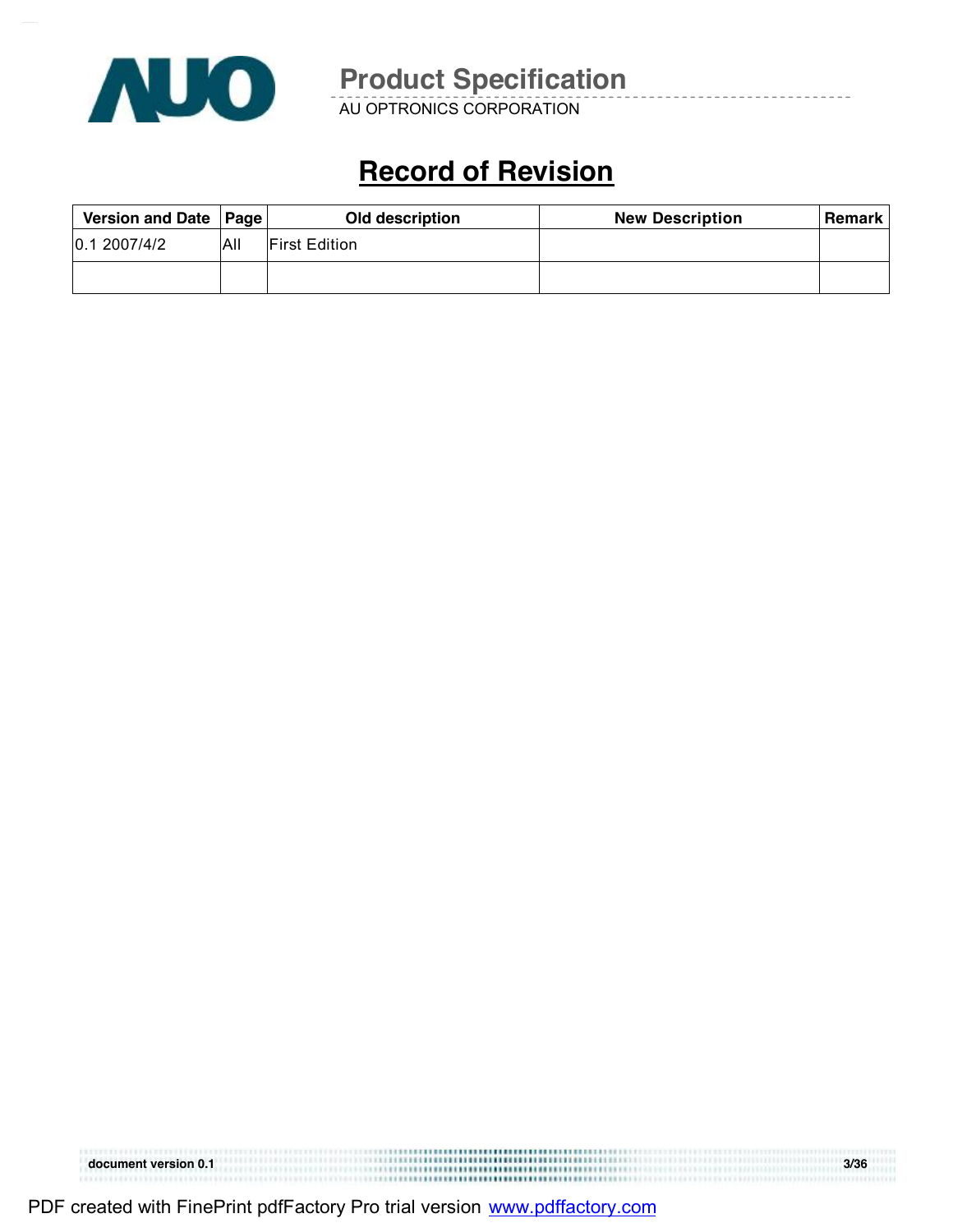# Record of Revision

| Version and Date | Page | Old description | New Description | Remark |
| --- | --- | --- | --- | --- |
| 0.1 2007/4/2 | All | First Edition | | |
| | | | | |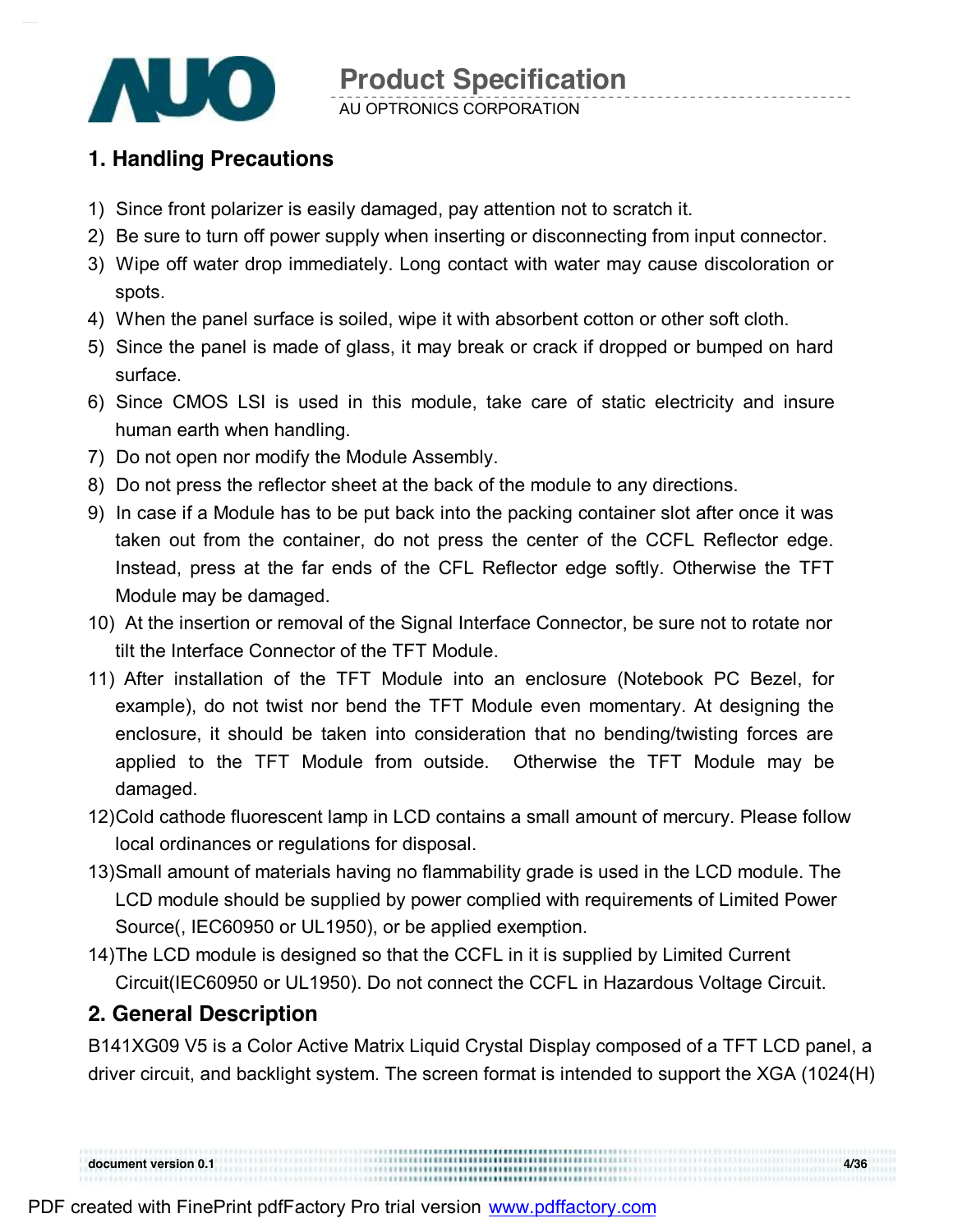## 1. Handling Precautions

1) Since front polarizer is easily damaged, pay attention not to scratch it.
2) Be sure to turn off power supply when inserting or disconnecting from input connector.
3) Wipe off water drop immediately. Long contact with water may cause discoloration or spots.
4) When the panel surface is soiled, wipe it with absorbent cotton or other soft cloth.
5) Since the panel is made of glass, it may break or crack if dropped or bumped on hard surface.
6) Since CMOS LSI is used in this module, take care of static electricity and insure human earth when handling.
7) Do not open nor modify the Module Assembly.
8) Do not press the reflector sheet at the back of the module to any directions.
9) In case if a Module has to be put back into the packing container slot after once it was taken out from the container, do not press the center of the CCFL Reflector edge. Instead, press at the far ends of the CFL Reflector edge softly. Otherwise the TFT Module may be damaged.
10) At the insertion or removal of the Signal Interface Connector, be sure not to rotate nor tilt the Interface Connector of the TFT Module.
11) After installation of the TFT Module into an enclosure (Notebook PC Bezel, for example), do not twist nor bend the TFT Module even momentary. At designing the enclosure, it should be taken into consideration that no bending/twisting forces are applied to the TFT Module from outside. Otherwise the TFT Module may be damaged.
12) Cold cathode fluorescent lamp in LCD contains a small amount of mercury. Please follow local ordinances or regulations for disposal.
13) Small amount of materials having no flammability grade is used in the LCD module. The LCD module should be supplied by power complied with requirements of Limited Power Source(, IEC60950 or UL1950), or be applied exemption.
14) The LCD module is designed so that the CCFL in it is supplied by Limited Current Circuit(IEC60950 or UL1950). Do not connect the CCFL in Hazardous Voltage Circuit.

## 2. General Description

B141XG09 V5 is a Color Active Matrix Liquid Crystal Display composed of a TFT LCD panel, a driver circuit, and backlight system. The screen format is intended to support the XGA (1024(H)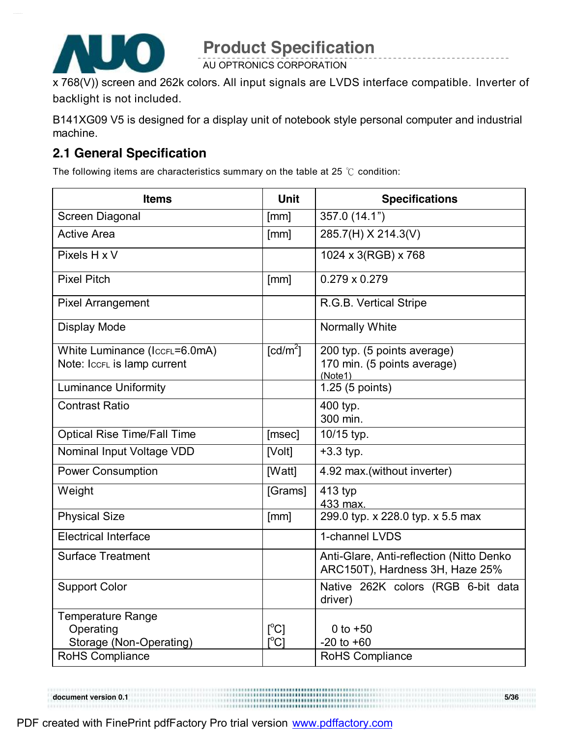x 768(V)) screen and 262k colors. All input signals are LVDS interface compatible. Inverter of backlight is not included.

B141XG09 V5 is designed for a display unit of notebook style personal computer and industrial machine.

## 2.1 General Specification

The following items are characteristics summary on the table at 25 ℃ condition:

| Items | Unit | Specifications |
|---|---|---|
| Screen Diagonal | [mm] | 357.0 (14.1") |
| Active Area | [mm] | 285.7(H) X 214.3(V) |
| Pixels H x V | | 1024 x 3(RGB) x 768 |
| Pixel Pitch | [mm] | 0.279 x 0.279 |
| Pixel Arrangement | | R.G.B. Vertical Stripe |
| Display Mode | | Normally White |
| White Luminance ($I_{CCFL}$=6.0mA)<br>Note: $I_{CCFL}$ is lamp current | [cd/m$^2$] | 200 typ. (5 points average)<br>170 min. (5 points average)<br>(Note1) |
| Luminance Uniformity | | 1.25 (5 points) |
| Contrast Ratio | | 400 typ.<br>300 min. |
| Optical Rise Time/Fall Time | [msec] | 10/15 typ. |
| Nominal Input Voltage VDD | [Volt] | +3.3 typ. |
| Power Consumption | [Watt] | 4.92 max.(without inverter) |
| Weight | [Grams] | 413 typ<br>433 max. |
| Physical Size | [mm] | 299.0 typ. x 228.0 typ. x 5.5 max |
| Electrical Interface | | 1-channel LVDS |
| Surface Treatment | | Anti-Glare, Anti-reflection (Nitto Denko ARC150T), Hardness 3H, Haze 25% |
| Support Color | | Native 262K colors (RGB 6-bit data driver) |
| Temperature Range<br>Operating<br>Storage (Non-Operating) | <br>[$^o$C]<br>[$^o$C] | <br>0 to +50<br>-20 to +60 |
| RoHS Compliance | | RoHS Compliance |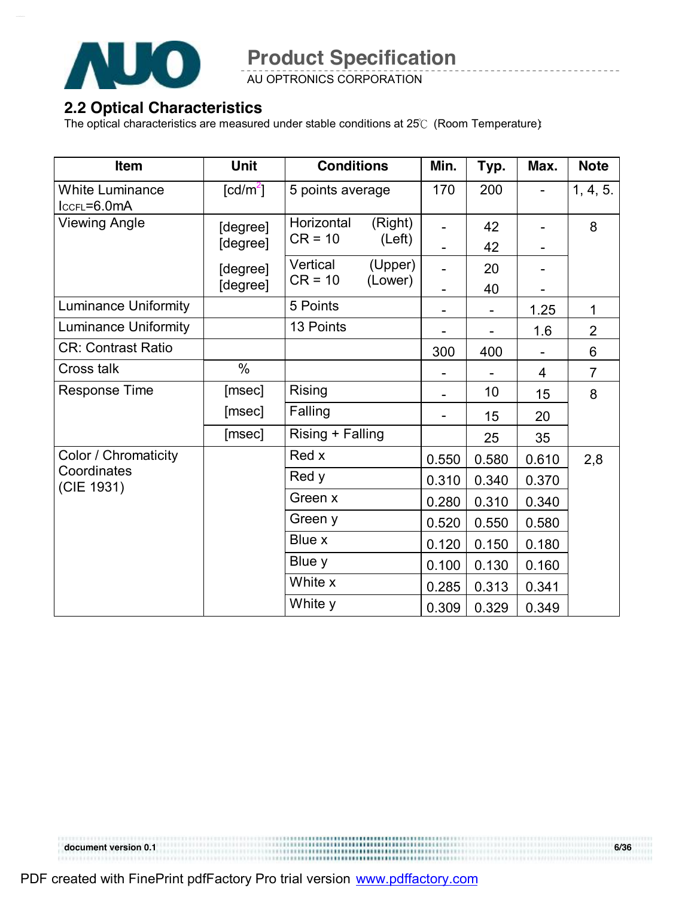## 2.2 Optical Characteristics

The optical characteristics are measured under stable conditions at 25℃ (Room Temperature):

| Item | Unit | Conditions | Min. | Typ. | Max. | Note |
|---|---|---|---|---|---|---|
| White Luminance $I_{CCFL}$=6.0mA | [cd/m$^2$] | 5 points average | 170 | 200 | - | 1, 4, 5. |
| Viewing Angle | [degree] | Horizontal (Right) CR = 10 | - | 42 | - | 8 |
| | [degree] | (Left) | - | 42 | - | |
| | [degree] | Vertical (Upper) CR = 10 | - | 20 | - | |
| | [degree] | (Lower) | - | 40 | - | |
| Luminance Uniformity | | 5 Points | - | - | 1.25 | 1 |
| Luminance Uniformity | | 13 Points | - | - | 1.6 | 2 |
| CR: Contrast Ratio | | | 300 | 400 | - | 6 |
| Cross talk | % | | - | - | 4 | 7 |
| Response Time | [msec] | Rising | - | 10 | 15 | 8 |
| | [msec] | Falling | - | 15 | 20 | |
| | [msec] | Rising + Falling | | 25 | 35 | |
| Color / Chromaticity Coordinates (CIE 1931) | | Red x | 0.550 | 0.580 | 0.610 | 2,8 |
| | | Red y | 0.310 | 0.340 | 0.370 | |
| | | Green x | 0.280 | 0.310 | 0.340 | |
| | | Green y | 0.520 | 0.550 | 0.580 | |
| | | Blue x | 0.120 | 0.150 | 0.180 | |
| | | Blue y | 0.100 | 0.130 | 0.160 | |
| | | White x | 0.285 | 0.313 | 0.341 | |
| | | White y | 0.309 | 0.329 | 0.349 | |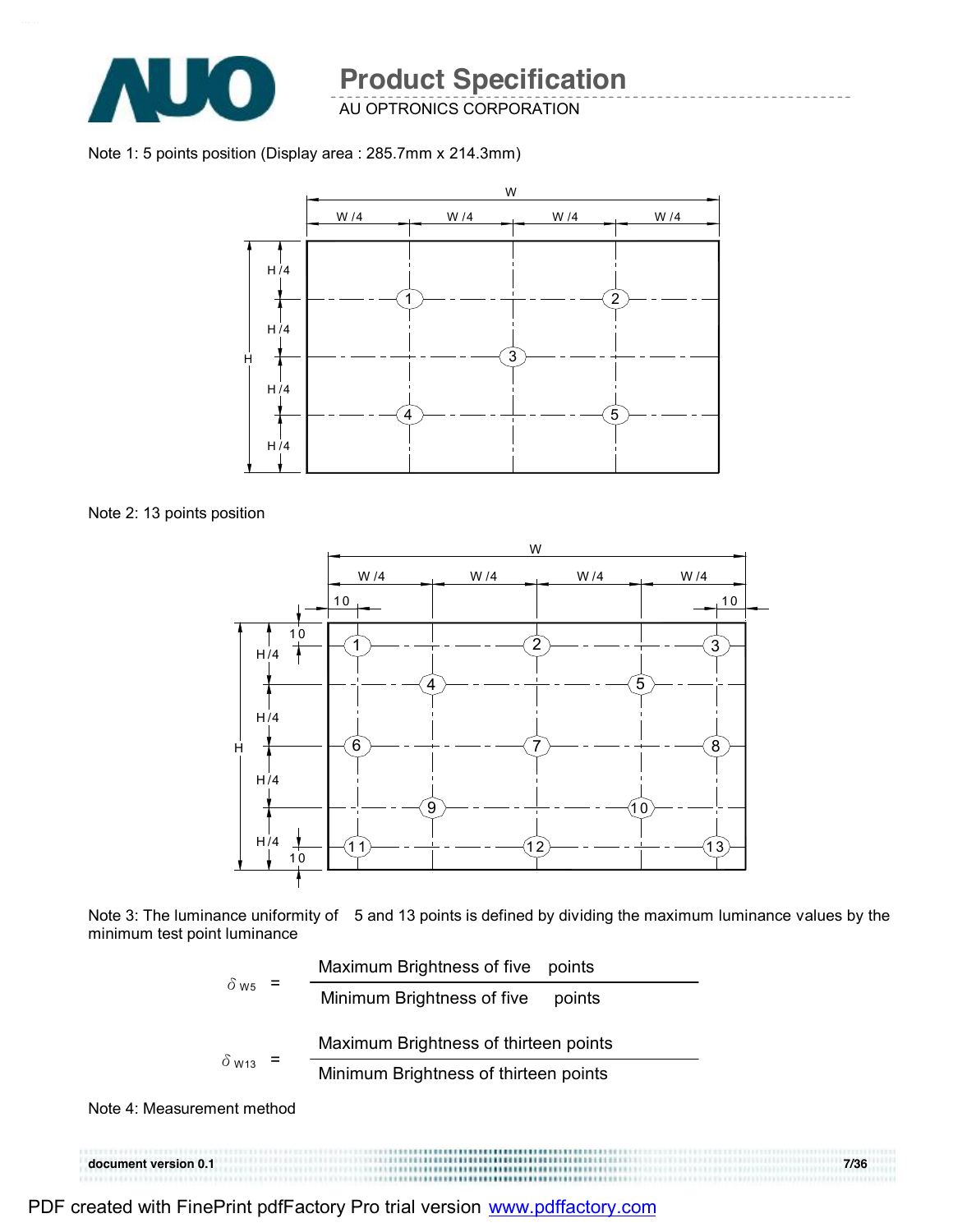Note 1: 5 points position (Display area : 285.7mm x 214.3mm)

Note 2: 13 points position

Note 3: The luminance uniformity of 5 and 13 points is defined by dividing the maximum luminance values by the minimum test point luminance

$$\delta_{W5} = \frac{\text{Maximum Brightness of five points}}{\text{Minimum Brightness of five points}}$$

$$\delta_{W13} = \frac{\text{Maximum Brightness of thirteen points}}{\text{Minimum Brightness of thirteen points}}$$

Note 4: Measurement method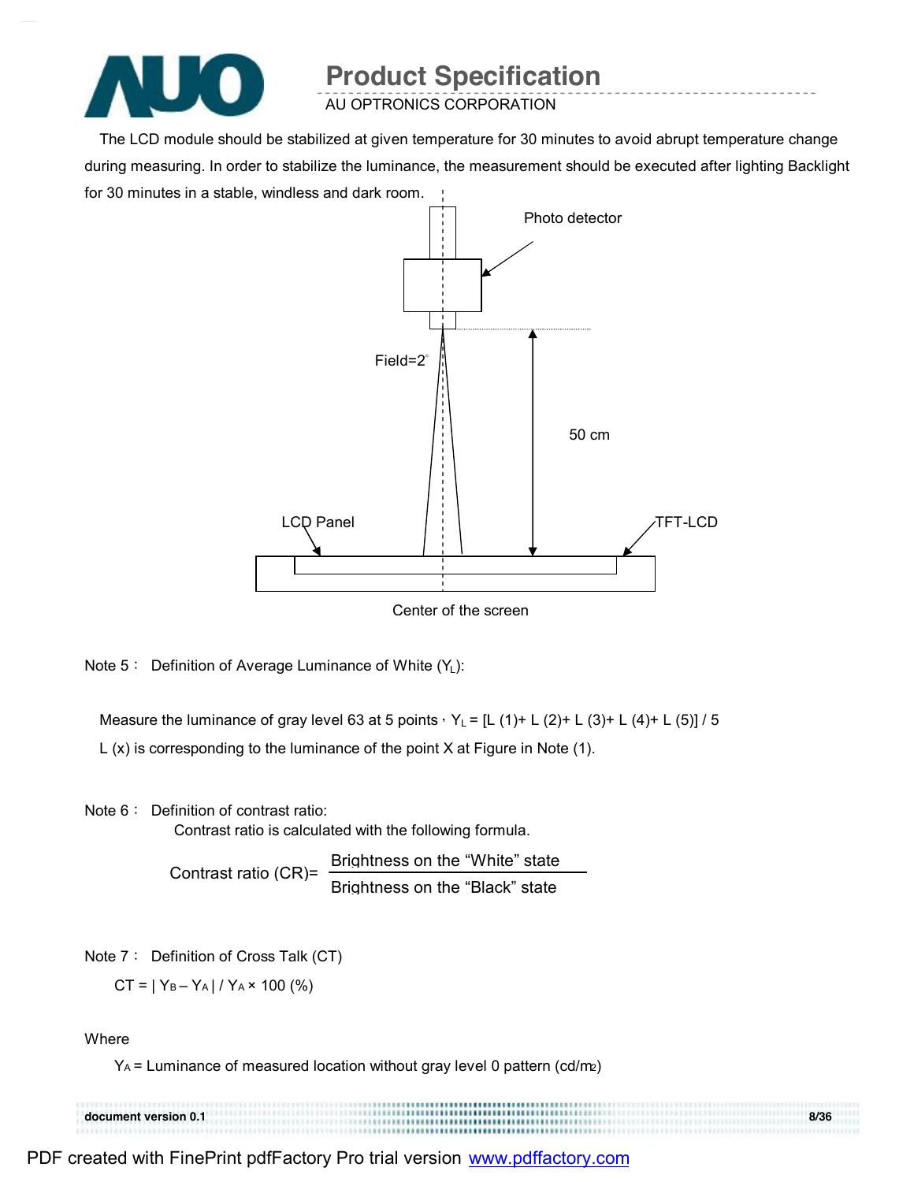The LCD module should be stabilized at given temperature for 30 minutes to avoid abrupt temperature change during measuring. In order to stabilize the luminance, the measurement should be executed after lighting Backlight for 30 minutes in a stable, windless and dark room.

Photo detector

Field=2°

50 cm

LCD Panel

TFT-LCD

Center of the screen

Note 5： Definition of Average Luminance of White ($Y_L$):

Measure the luminance of gray level 63 at 5 points，$Y_L$ = [L (1)+ L (2)+ L (3)+ L (4)+ L (5)] / 5

L (x) is corresponding to the luminance of the point X at Figure in Note (1).

Note 6： Definition of contrast ratio:

Contrast ratio is calculated with the following formula.

$$\text{Contrast ratio (CR)} = \frac{\text{Brightness on the “White” state}}{\text{Brightness on the “Black” state}}$$

Note 7： Definition of Cross Talk (CT)

$$CT = | Y_B – Y_A | / Y_A \times 100\ (\%)$$

Where

$Y_A$ = Luminance of measured location without gray level 0 pattern (cd/m2)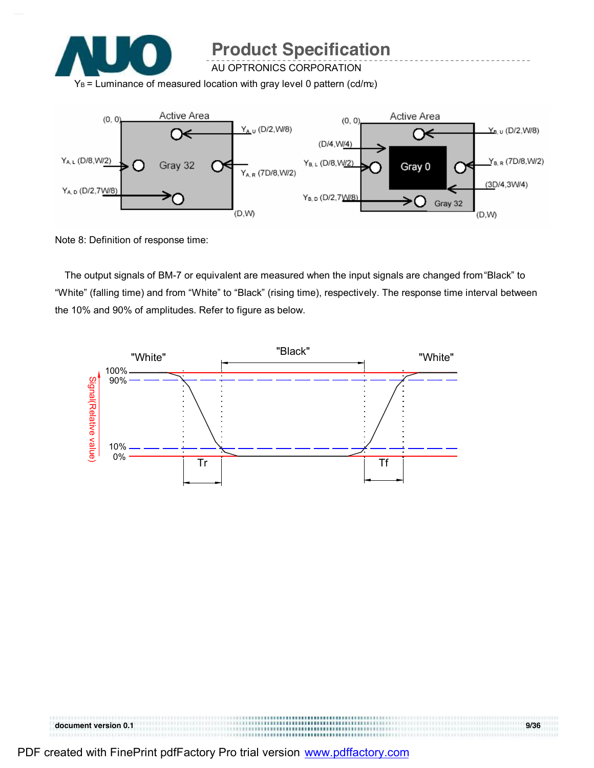$Y_B$ = Luminance of measured location with gray level 0 pattern (cd/m2)

Note 8: Definition of response time:

The output signals of BM-7 or equivalent are measured when the input signals are changed from "Black" to "White" (falling time) and from "White" to "Black" (rising time), respectively. The response time interval between the 10% and 90% of amplitudes. Refer to figure as below.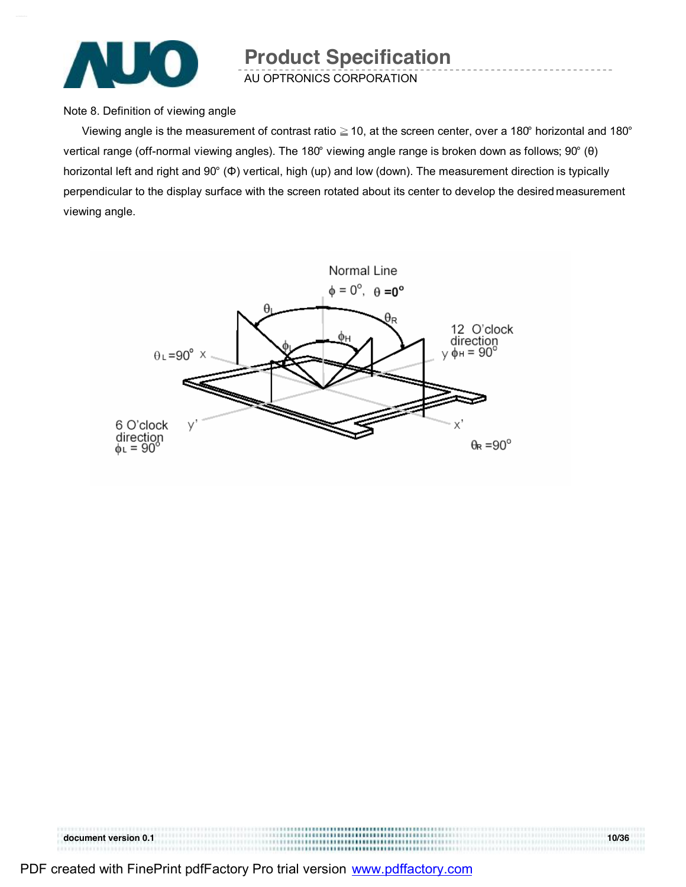Note 8. Definition of viewing angle

Viewing angle is the measurement of contrast ratio ≧ 10, at the screen center, over a 180° horizontal and 180° vertical range (off-normal viewing angles). The 180° viewing angle range is broken down as follows; 90° (θ) horizontal left and right and 90° (Φ) vertical, high (up) and low (down). The measurement direction is typically perpendicular to the display surface with the screen rotated about its center to develop the desired measurement viewing angle.

Normal Line

$\phi = 0^{\circ}$, $\theta = 0^{\circ}$

$\theta_L = 90^{\circ}$ x

12 O'clock direction

y $\phi_H = 90^{\circ}$

6 O'clock direction

$\phi_L = 90^{\circ}$

y'

x'

$\theta_R = 90^{\circ}$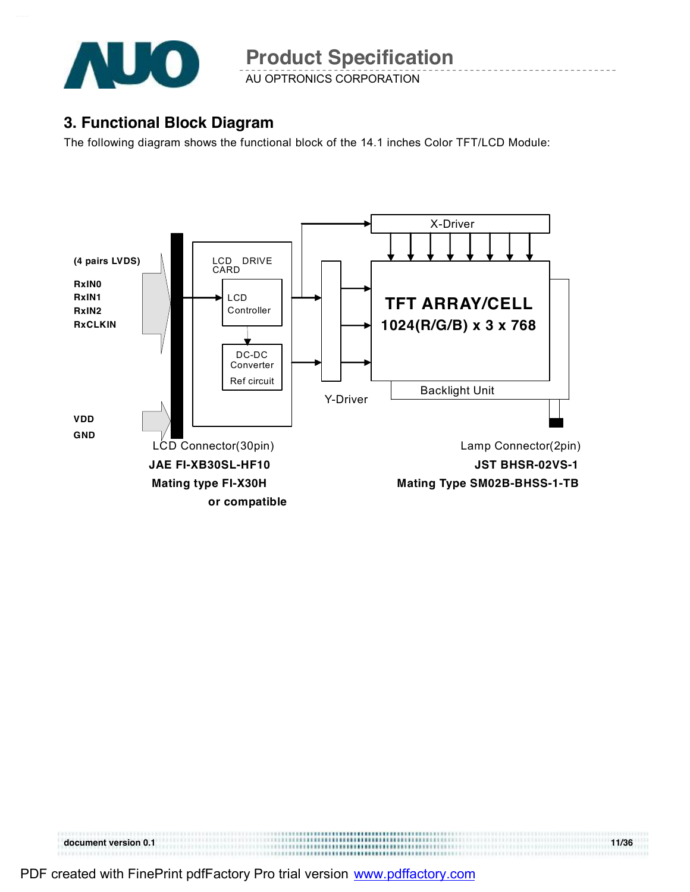## 3. Functional Block Diagram

The following diagram shows the functional block of the 14.1 inches Color TFT/LCD Module:

(4 pairs LVDS)

RxIN0
RxIN1
RxIN2
RxCLKIN

VDD
GND

LCD DRIVE CARD

LCD Controller

DC-DC Converter
Ref circuit

X-Driver

Y-Driver

TFT ARRAY/CELL
1024(R/G/B) x 3 x 768

Backlight Unit

LCD Connector(30pin)
**JAE FI-XB30SL-HF10**
**Mating type FI-X30H**
**or compatible**

Lamp Connector(2pin)
**JST BHSR-02VS-1**
**Mating Type SM02B-BHSS-1-TB**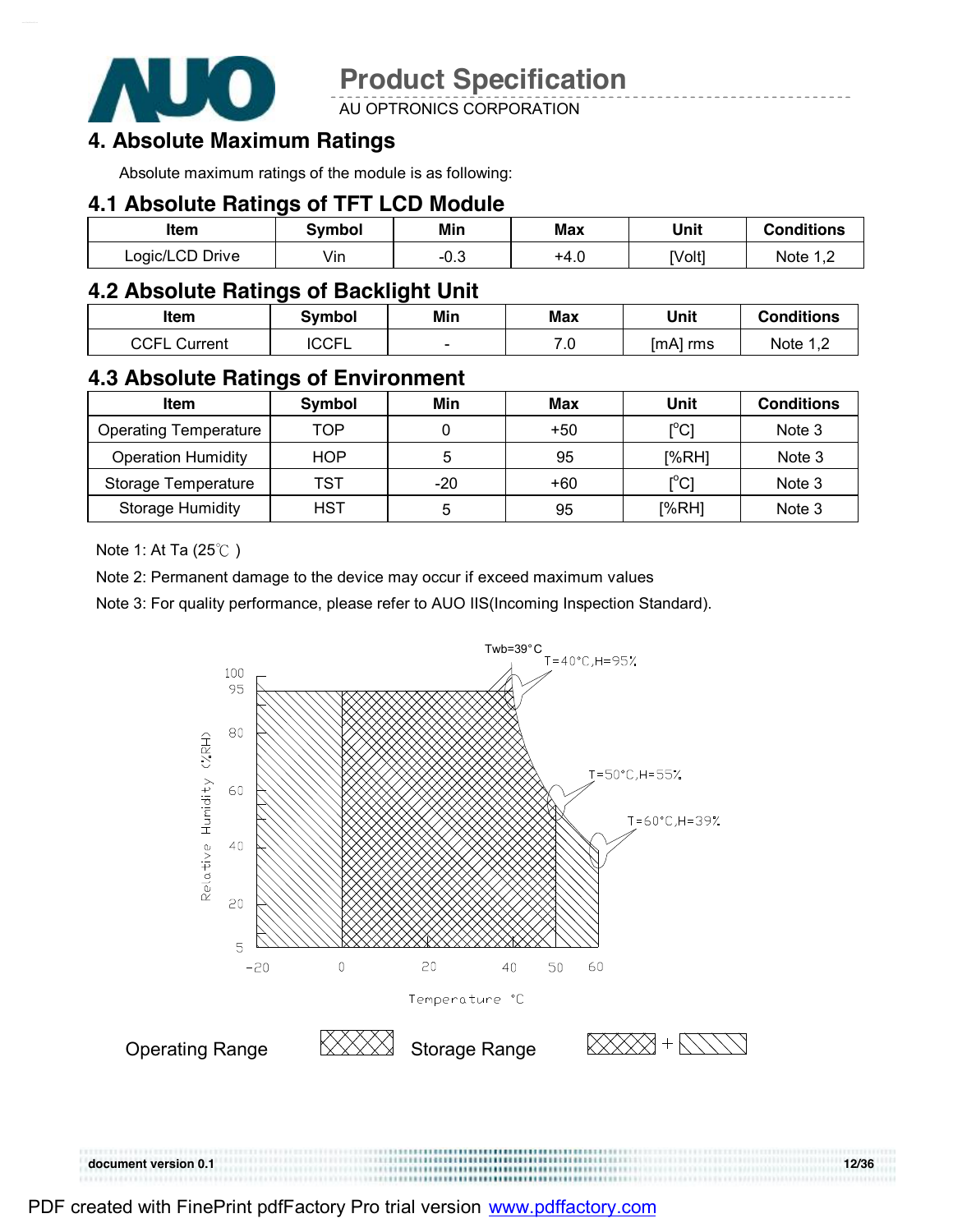# 4. Absolute Maximum Ratings

Absolute maximum ratings of the module is as following:

## 4.1 Absolute Ratings of TFT LCD Module

| Item | Symbol | Min | Max | Unit | Conditions |
|---|---|---|---|---|---|
| Logic/LCD Drive | Vin | -0.3 | +4.0 | [Volt] | Note 1,2 |

## 4.2 Absolute Ratings of Backlight Unit

| Item | Symbol | Min | Max | Unit | Conditions |
|---|---|---|---|---|---|
| CCFL Current | ICCFL | - | 7.0 | [mA] rms | Note 1,2 |

## 4.3 Absolute Ratings of Environment

| Item | Symbol | Min | Max | Unit | Conditions |
|---|---|---|---|---|---|
| Operating Temperature | TOP | 0 | +50 | [°C] | Note 3 |
| Operation Humidity | HOP | 5 | 95 | [%RH] | Note 3 |
| Storage Temperature | TST | -20 | +60 | [°C] | Note 3 |
| Storage Humidity | HST | 5 | 95 | [%RH] | Note 3 |

Note 1: At Ta (25℃ )

Note 2: Permanent damage to the device may occur if exceed maximum values

Note 3: For quality performance, please refer to AUO IIS(Incoming Inspection Standard).

Twb=39°C

T=40°C,H=95%

T=50°C,H=55%

T=60°C,H=39%

Relative Humidity (%RH)

Temperature °C

Operating Range

Storage Range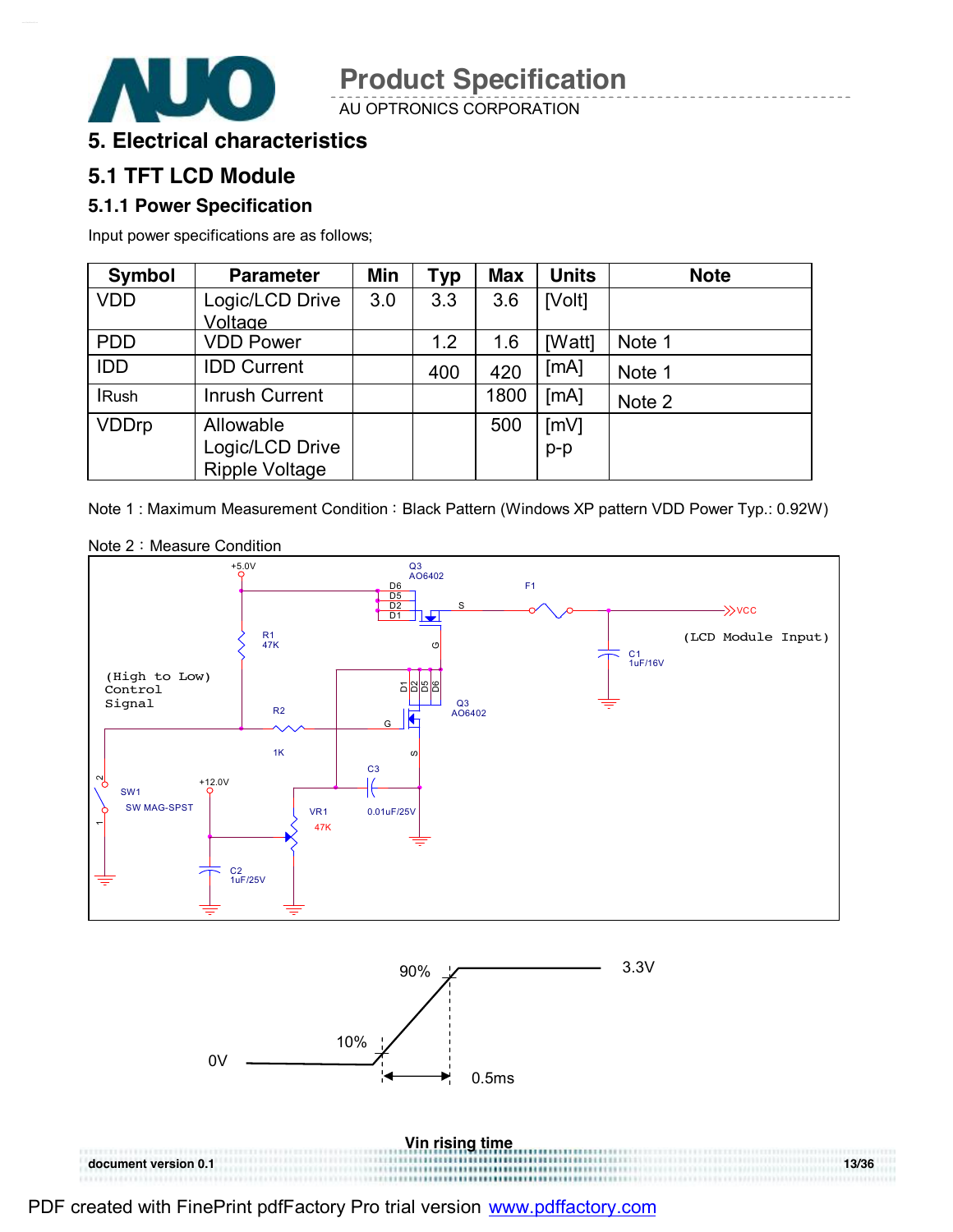# 5. Electrical characteristics

## 5.1 TFT LCD Module

### 5.1.1 Power Specification

Input power specifications are as follows;

| Symbol | Parameter | Min | Typ | Max | Units | Note |
|---|---|---|---|---|---|---|
| VDD | Logic/LCD Drive Voltage | 3.0 | 3.3 | 3.6 | [Volt] | |
| PDD | VDD Power | | 1.2 | 1.6 | [Watt] | Note 1 |
| IDD | IDD Current | | 400 | 420 | [mA] | Note 1 |
| IRush | Inrush Current | | | 1800 | [mA] | Note 2 |
| VDDrp | Allowable Logic/LCD Drive Ripple Voltage | | | 500 | [mV] p-p | |

Note 1 : Maximum Measurement Condition：Black Pattern (Windows XP pattern VDD Power Typ.: 0.92W)

Note 2：Measure Condition

Vin rising time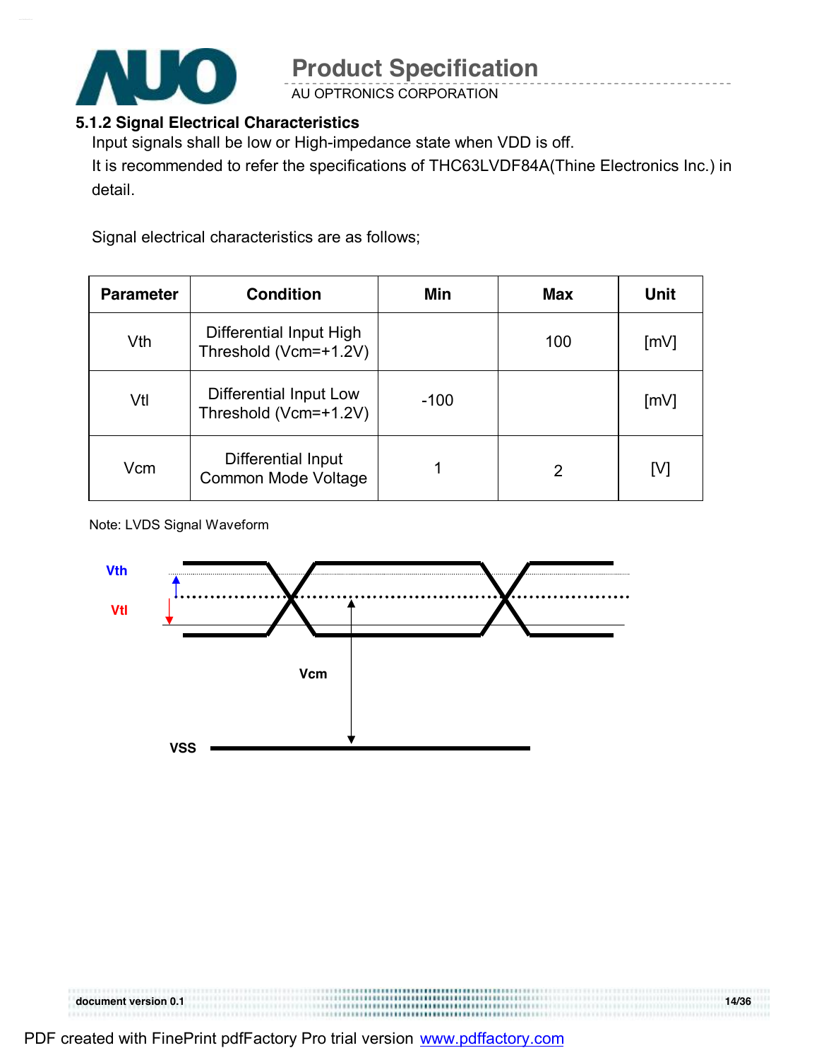### 5.1.2 Signal Electrical Characteristics

Input signals shall be low or High-impedance state when VDD is off.

It is recommended to refer the specifications of THC63LVDF84A(Thine Electronics Inc.) in detail.

Signal electrical characteristics are as follows;

| Parameter | Condition | Min | Max | Unit |
|---|---|---|---|---|
| Vth | Differential Input High Threshold (Vcm=+1.2V) | | 100 | [mV] |
| Vtl | Differential Input Low Threshold (Vcm=+1.2V) | -100 | | [mV] |
| Vcm | Differential Input Common Mode Voltage | 1 | 2 | [V] |

Note: LVDS Signal Waveform

Vth

Vtl

Vcm

VSS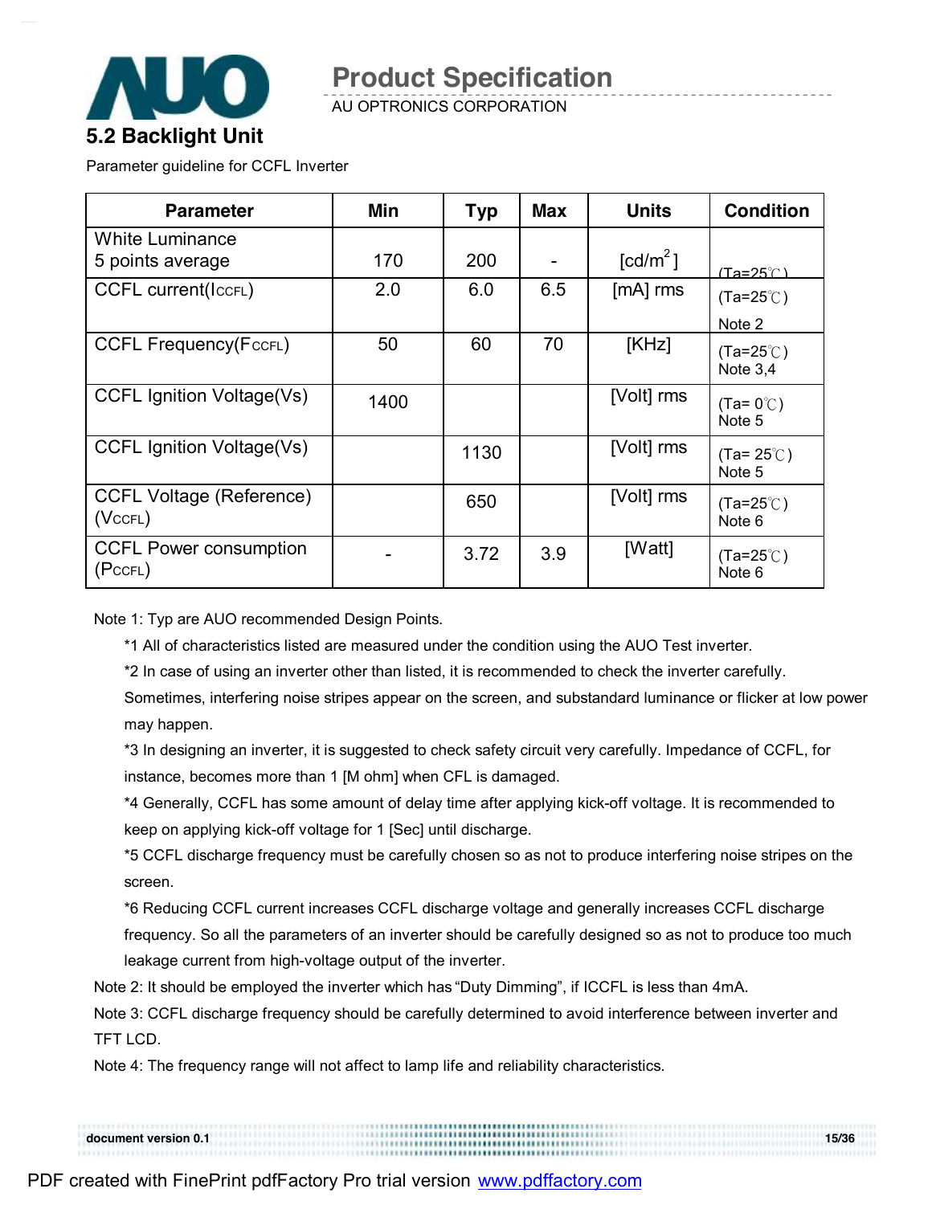## 5.2 Backlight Unit

Parameter guideline for CCFL Inverter

| Parameter | Min | Typ | Max | Units | Condition |
|---|---|---|---|---|---|
| White Luminance 5 points average | 170 | 200 | - | [cd/m$^2$] | (Ta=25℃) |
| CCFL current($I_{CCFL}$) | 2.0 | 6.0 | 6.5 | [mA] rms | (Ta=25℃) Note 2 |
| CCFL Frequency($F_{CCFL}$) | 50 | 60 | 70 | [KHz] | (Ta=25℃) Note 3,4 |
| CCFL Ignition Voltage(Vs) | 1400 | | | [Volt] rms | (Ta= 0℃) Note 5 |
| CCFL Ignition Voltage(Vs) | | 1130 | | [Volt] rms | (Ta= 25℃) Note 5 |
| CCFL Voltage (Reference) ($V_{CCFL}$) | | 650 | | [Volt] rms | (Ta=25℃) Note 6 |
| CCFL Power consumption ($P_{CCFL}$) | - | 3.72 | 3.9 | [Watt] | (Ta=25℃) Note 6 |

Note 1: Typ are AUO recommended Design Points.

*1 All of characteristics listed are measured under the condition using the AUO Test inverter.

*2 In case of using an inverter other than listed, it is recommended to check the inverter carefully. Sometimes, interfering noise stripes appear on the screen, and substandard luminance or flicker at low power may happen.

*3 In designing an inverter, it is suggested to check safety circuit very carefully. Impedance of CCFL, for instance, becomes more than 1 [M ohm] when CFL is damaged.

*4 Generally, CCFL has some amount of delay time after applying kick-off voltage. It is recommended to keep on applying kick-off voltage for 1 [Sec] until discharge.

*5 CCFL discharge frequency must be carefully chosen so as not to produce interfering noise stripes on the screen.

*6 Reducing CCFL current increases CCFL discharge voltage and generally increases CCFL discharge frequency. So all the parameters of an inverter should be carefully designed so as not to produce too much leakage current from high-voltage output of the inverter.

Note 2: It should be employed the inverter which has "Duty Dimming", if ICCFL is less than 4mA.

Note 3: CCFL discharge frequency should be carefully determined to avoid interference between inverter and TFT LCD.

Note 4: The frequency range will not affect to lamp life and reliability characteristics.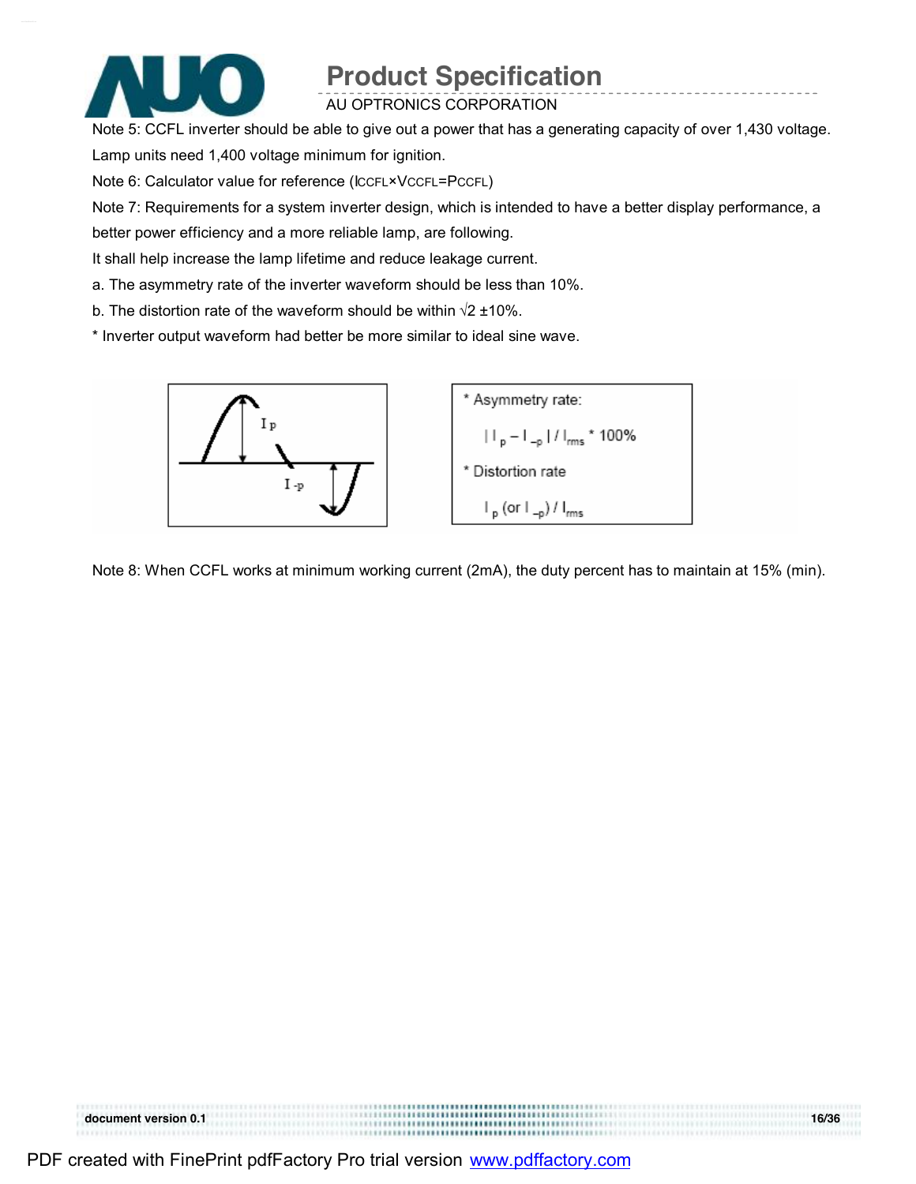Note 5: CCFL inverter should be able to give out a power that has a generating capacity of over 1,430 voltage. Lamp units need 1,400 voltage minimum for ignition.

Note 6: Calculator value for reference ($I_{CCFL} \times V_{CCFL} = P_{CCFL}$)

Note 7: Requirements for a system inverter design, which is intended to have a better display performance, a better power efficiency and a more reliable lamp, are following.

It shall help increase the lamp lifetime and reduce leakage current.

a. The asymmetry rate of the inverter waveform should be less than 10%.

b. The distortion rate of the waveform should be within √2 ±10%.

* Inverter output waveform had better be more similar to ideal sine wave.

* Asymmetry rate:

$$| I_p - I_{-p} | / I_{rms} * 100\%$$

* Distortion rate

$$I_p \text{ (or } I_{-p}) / I_{rms}$$

Note 8: When CCFL works at minimum working current (2mA), the duty percent has to maintain at 15% (min).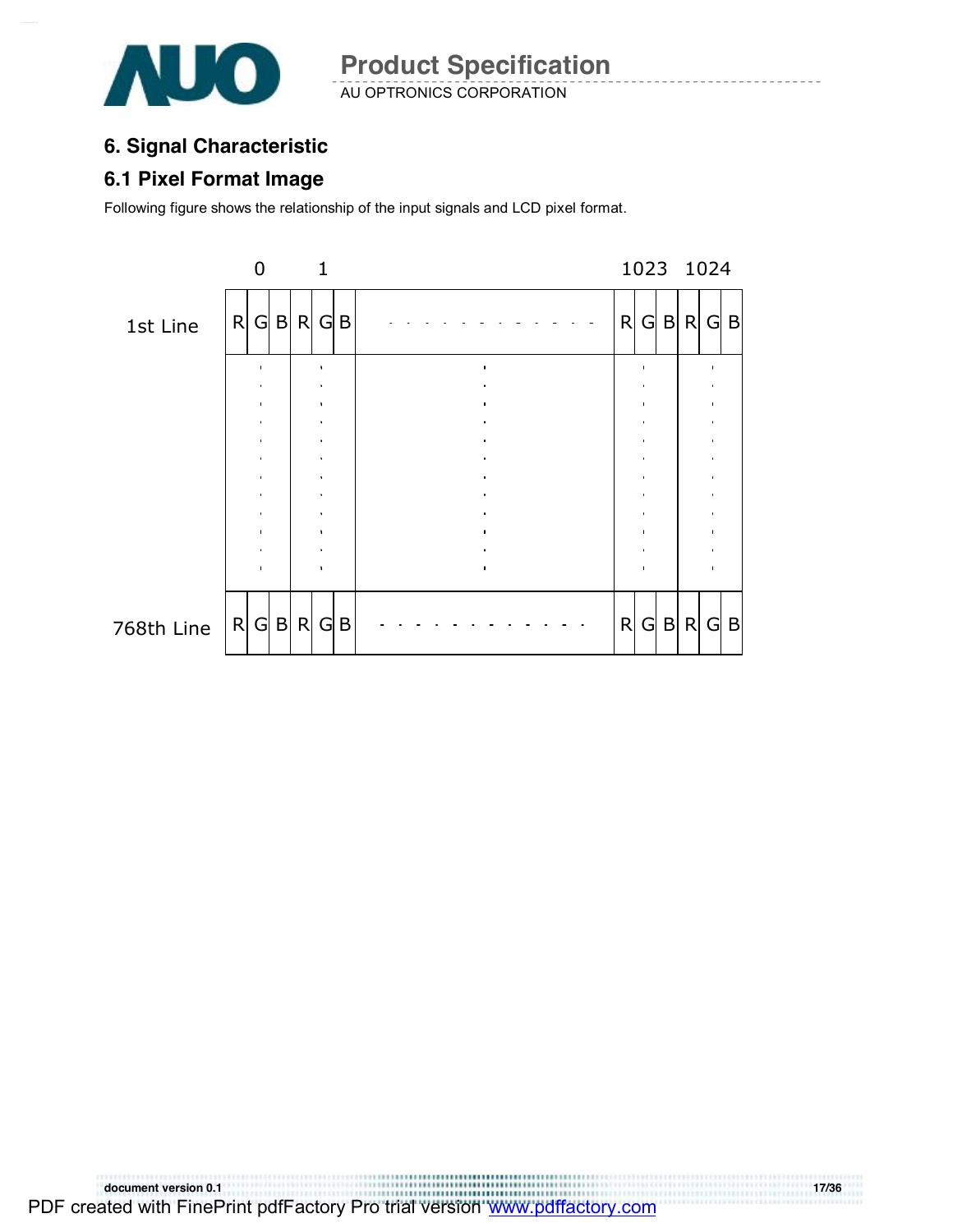## 6. Signal Characteristic

### 6.1 Pixel Format Image

Following figure shows the relationship of the input signals and LCD pixel format.

| | 0 | | | 1 | | | | 1023 | | | 1024 | | |
|---|---|---|---|---|---|---|---|---|---|---|---|---|---|
| 1st Line | R | G | B | R | G | B | - - - - - - - - - - - - | R | G | B | R | G | B |
| | ⋮ | | | ⋮ | | | ⋮ | ⋮ | | | ⋮ | | |
| 768th Line | R | G | B | R | G | B | - - - - - - - - - - - - | R | G | B | R | G | B |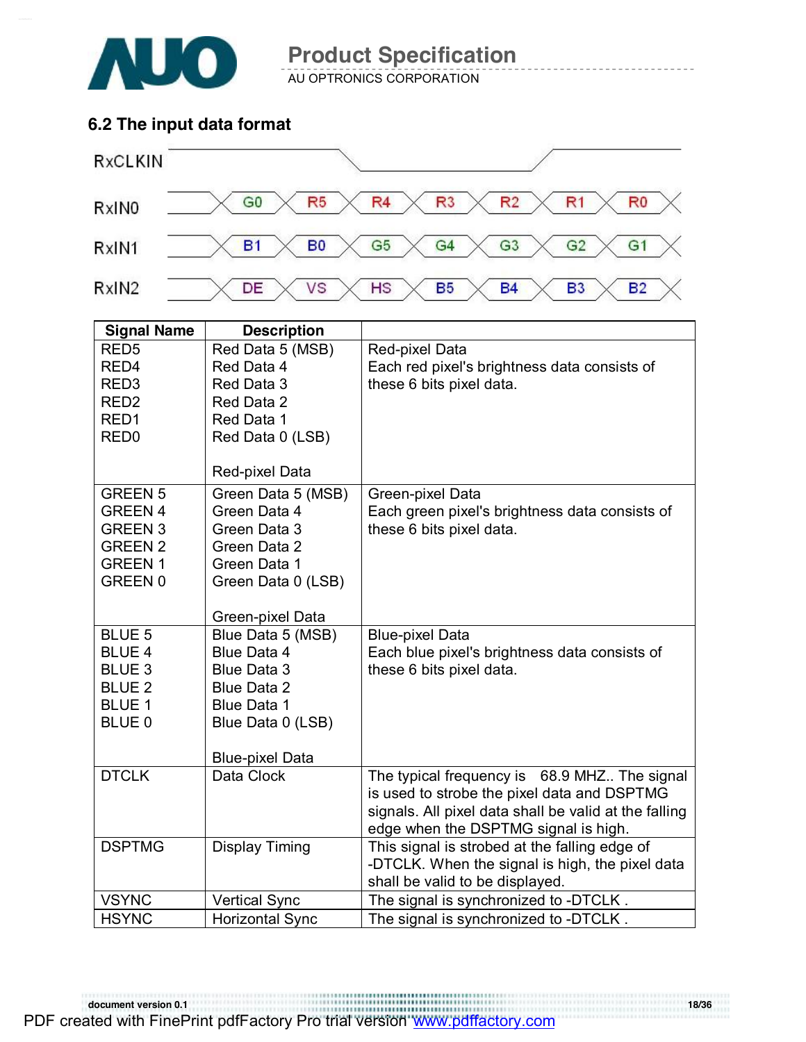## 6.2 The input data format

| | | | | | | | |
|---|---|---|---|---|---|---|---|
| RxCLKIN | | | | | | | |
| RxIN0 | G0 | R5 | R4 | R3 | R2 | R1 | R0 |
| RxIN1 | B1 | B0 | G5 | G4 | G3 | G2 | G1 |
| RxIN2 | DE | VS | HS | B5 | B4 | B3 | B2 |

| Signal Name | Description | |
|---|---|---|
| RED5<br>RED4<br>RED3<br>RED2<br>RED1<br>RED0 | Red Data 5 (MSB)<br>Red Data 4<br>Red Data 3<br>Red Data 2<br>Red Data 1<br>Red Data 0 (LSB)<br><br>Red-pixel Data | Red-pixel Data<br>Each red pixel's brightness data consists of these 6 bits pixel data. |
| GREEN 5<br>GREEN 4<br>GREEN 3<br>GREEN 2<br>GREEN 1<br>GREEN 0 | Green Data 5 (MSB)<br>Green Data 4<br>Green Data 3<br>Green Data 2<br>Green Data 1<br>Green Data 0 (LSB)<br><br>Green-pixel Data | Green-pixel Data<br>Each green pixel's brightness data consists of these 6 bits pixel data. |
| BLUE 5<br>BLUE 4<br>BLUE 3<br>BLUE 2<br>BLUE 1<br>BLUE 0 | Blue Data 5 (MSB)<br>Blue Data 4<br>Blue Data 3<br>Blue Data 2<br>Blue Data 1<br>Blue Data 0 (LSB)<br><br>Blue-pixel Data | Blue-pixel Data<br>Each blue pixel's brightness data consists of these 6 bits pixel data. |
| DTCLK | Data Clock | The typical frequency is 68.9 MHZ.. The signal is used to strobe the pixel data and DSPTMG signals. All pixel data shall be valid at the falling edge when the DSPTMG signal is high. |
| DSPTMG | Display Timing | This signal is strobed at the falling edge of -DTCLK. When the signal is high, the pixel data shall be valid to be displayed. |
| VSYNC | Vertical Sync | The signal is synchronized to -DTCLK . |
| HSYNC | Horizontal Sync | The signal is synchronized to -DTCLK . |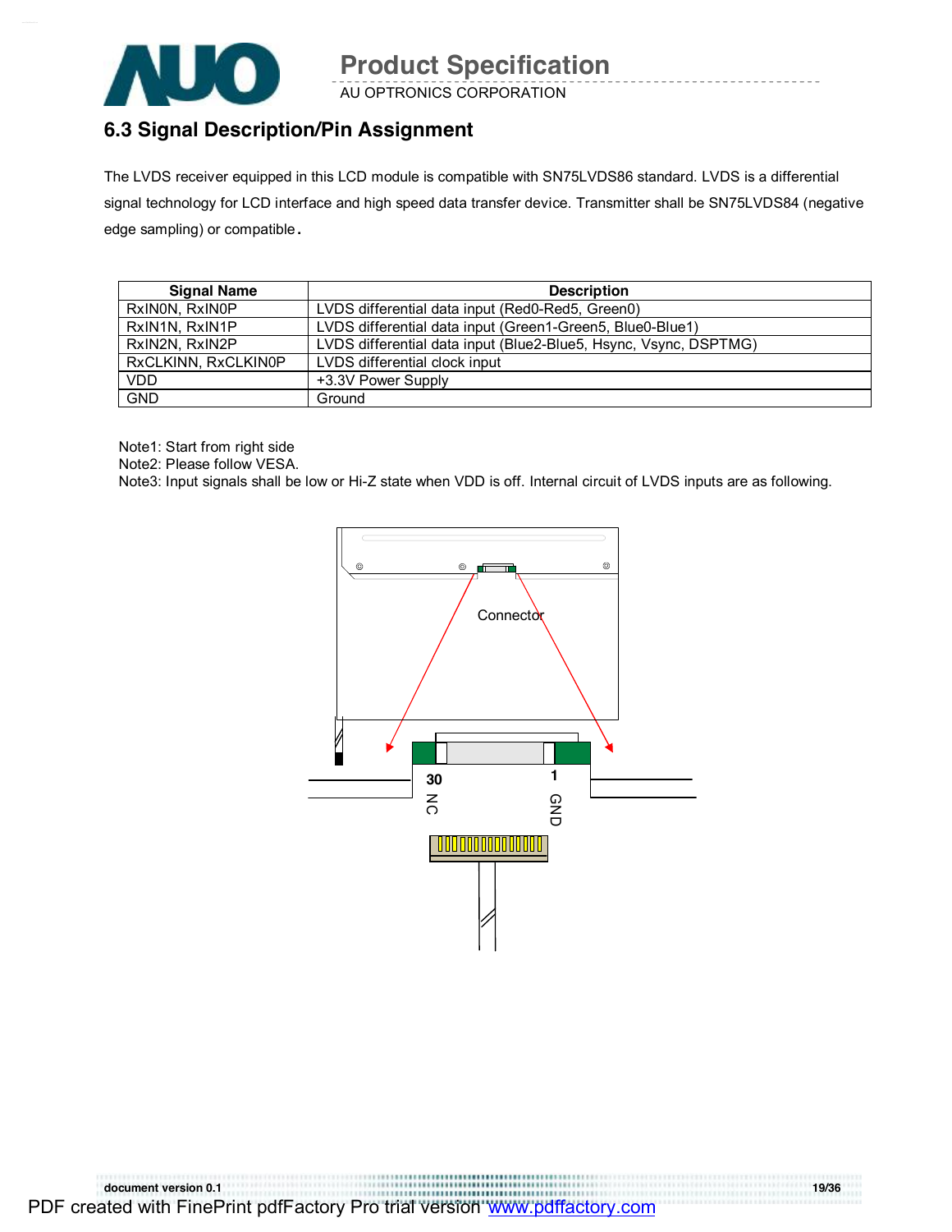## 6.3 Signal Description/Pin Assignment

The LVDS receiver equipped in this LCD module is compatible with SN75LVDS86 standard. LVDS is a differential signal technology for LCD interface and high speed data transfer device. Transmitter shall be SN75LVDS84 (negative edge sampling) or compatible.

| Signal Name | Description |
|---|---|
| RxIN0N, RxIN0P | LVDS differential data input (Red0-Red5, Green0) |
| RxIN1N, RxIN1P | LVDS differential data input (Green1-Green5, Blue0-Blue1) |
| RxIN2N, RxIN2P | LVDS differential data input (Blue2-Blue5, Hsync, Vsync, DSPTMG) |
| RxCLKINN, RxCLKIN0P | LVDS differential clock input |
| VDD | +3.3V Power Supply |
| GND | Ground |

Note1: Start from right side
Note2: Please follow VESA.
Note3: Input signals shall be low or Hi-Z state when VDD is off. Internal circuit of LVDS inputs are as following.

Connector

30 NC

1 GND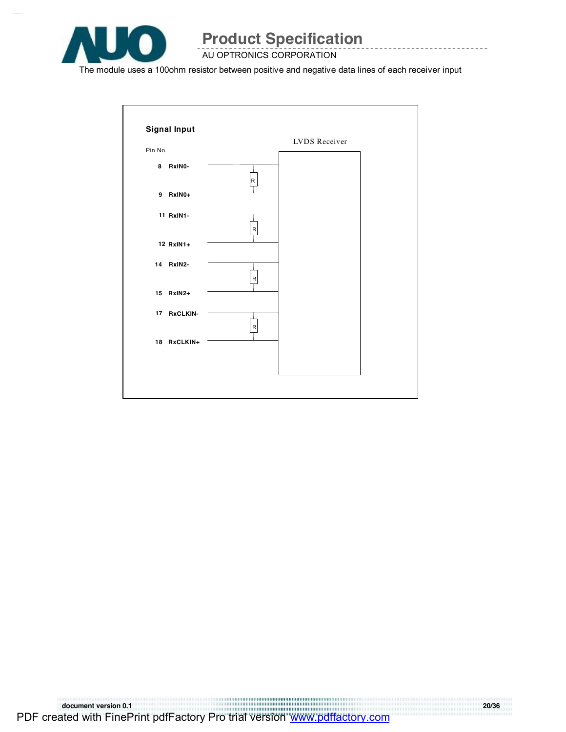The module uses a 100ohm resistor between positive and negative data lines of each receiver input

**Signal Input**

LVDS Receiver

Pin No.

8 RxIN0-

R

9 RxIN0+

11 RxIN1-

R

12 RxIN1+

14 RxIN2-

R

15 RxIN2+

17 RxCLKIN-

R

18 RxCLKIN+

document version 0.1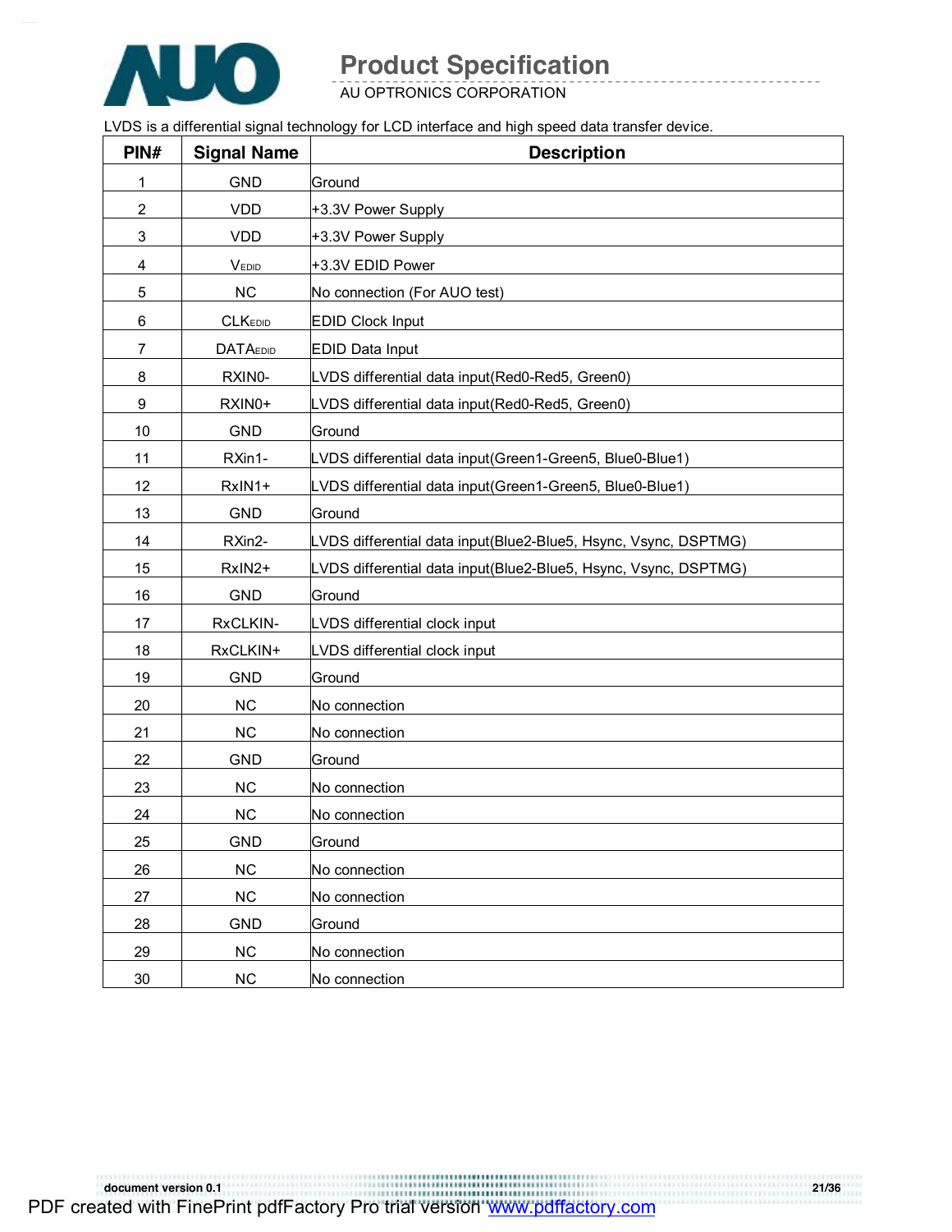LVDS is a differential signal technology for LCD interface and high speed data transfer device.

| PIN# | Signal Name | Description |
|---|---|---|
| 1 | GND | Ground |
| 2 | VDD | +3.3V Power Supply |
| 3 | VDD | +3.3V Power Supply |
| 4 | $V_{EDID}$ | +3.3V EDID Power |
| 5 | NC | No connection (For AUO test) |
| 6 | $CLK_{EDID}$ | EDID Clock Input |
| 7 | $DATA_{EDID}$ | EDID Data Input |
| 8 | RXIN0- | LVDS differential data input(Red0-Red5, Green0) |
| 9 | RXIN0+ | LVDS differential data input(Red0-Red5, Green0) |
| 10 | GND | Ground |
| 11 | RXin1- | LVDS differential data input(Green1-Green5, Blue0-Blue1) |
| 12 | RxIN1+ | LVDS differential data input(Green1-Green5, Blue0-Blue1) |
| 13 | GND | Ground |
| 14 | RXin2- | LVDS differential data input(Blue2-Blue5, Hsync, Vsync, DSPTMG) |
| 15 | RxIN2+ | LVDS differential data input(Blue2-Blue5, Hsync, Vsync, DSPTMG) |
| 16 | GND | Ground |
| 17 | RxCLKIN- | LVDS differential clock input |
| 18 | RxCLKIN+ | LVDS differential clock input |
| 19 | GND | Ground |
| 20 | NC | No connection |
| 21 | NC | No connection |
| 22 | GND | Ground |
| 23 | NC | No connection |
| 24 | NC | No connection |
| 25 | GND | Ground |
| 26 | NC | No connection |
| 27 | NC | No connection |
| 28 | GND | Ground |
| 29 | NC | No connection |
| 30 | NC | No connection |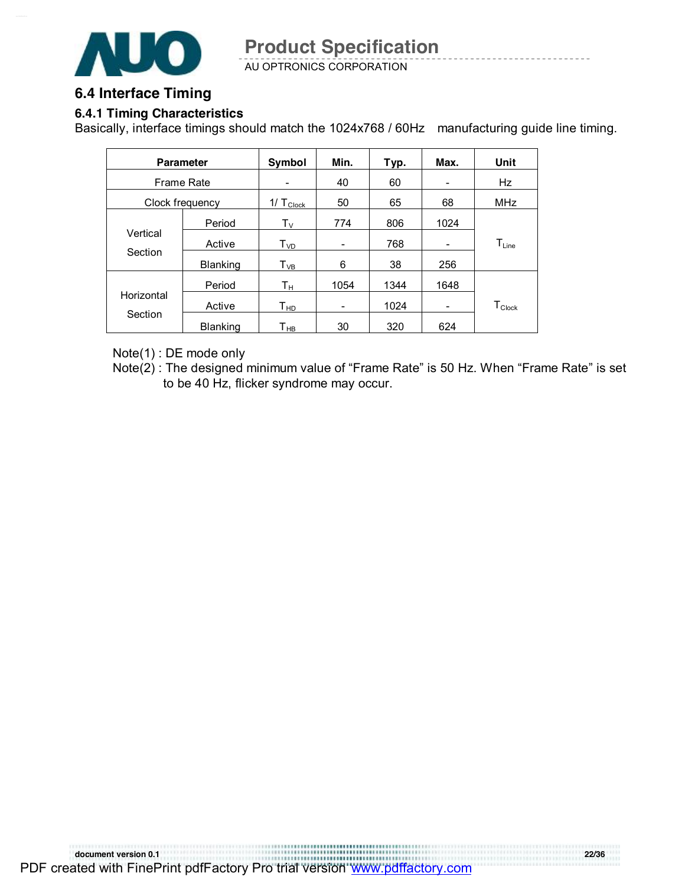## 6.4 Interface Timing

### 6.4.1 Timing Characteristics

Basically, interface timings should match the 1024x768 / 60Hz manufacturing guide line timing.

| Parameter | | Symbol | Min. | Typ. | Max. | Unit |
|---|---|---|---|---|---|---|
| Frame Rate | | - | 40 | 60 | - | Hz |
| Clock frequency | | $1/T_{Clock}$ | 50 | 65 | 68 | MHz |
| Vertical Section | Period | $T_V$ | 774 | 806 | 1024 | $T_{Line}$ |
| | Active | $T_{VD}$ | - | 768 | - | |
| | Blanking | $T_{VB}$ | 6 | 38 | 256 | |
| Horizontal Section | Period | $T_H$ | 1054 | 1344 | 1648 | $T_{Clock}$ |
| | Active | $T_{HD}$ | - | 1024 | - | |
| | Blanking | $T_{HB}$ | 30 | 320 | 624 | |

Note(1) : DE mode only

Note(2) : The designed minimum value of "Frame Rate" is 50 Hz. When "Frame Rate" is set to be 40 Hz, flicker syndrome may occur.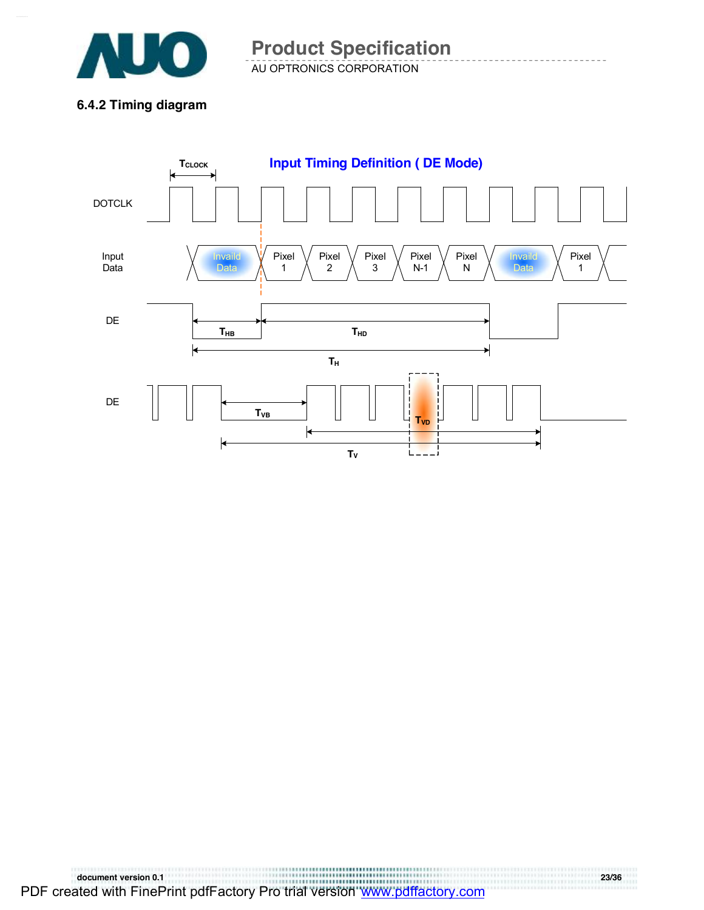### 6.4.2 Timing diagram

**Input Timing Definition ( DE Mode)**

$T_{CLOCK}$

DOTCLK

Input Data

Invaild Data | Pixel 1 | Pixel 2 | Pixel 3 | Pixel N-1 | Pixel N | Invaild Data | Pixel 1

DE

$T_{HB}$ $T_{HD}$

$T_H$

DE

$T_{VB}$ $T_{VD}$

$T_V$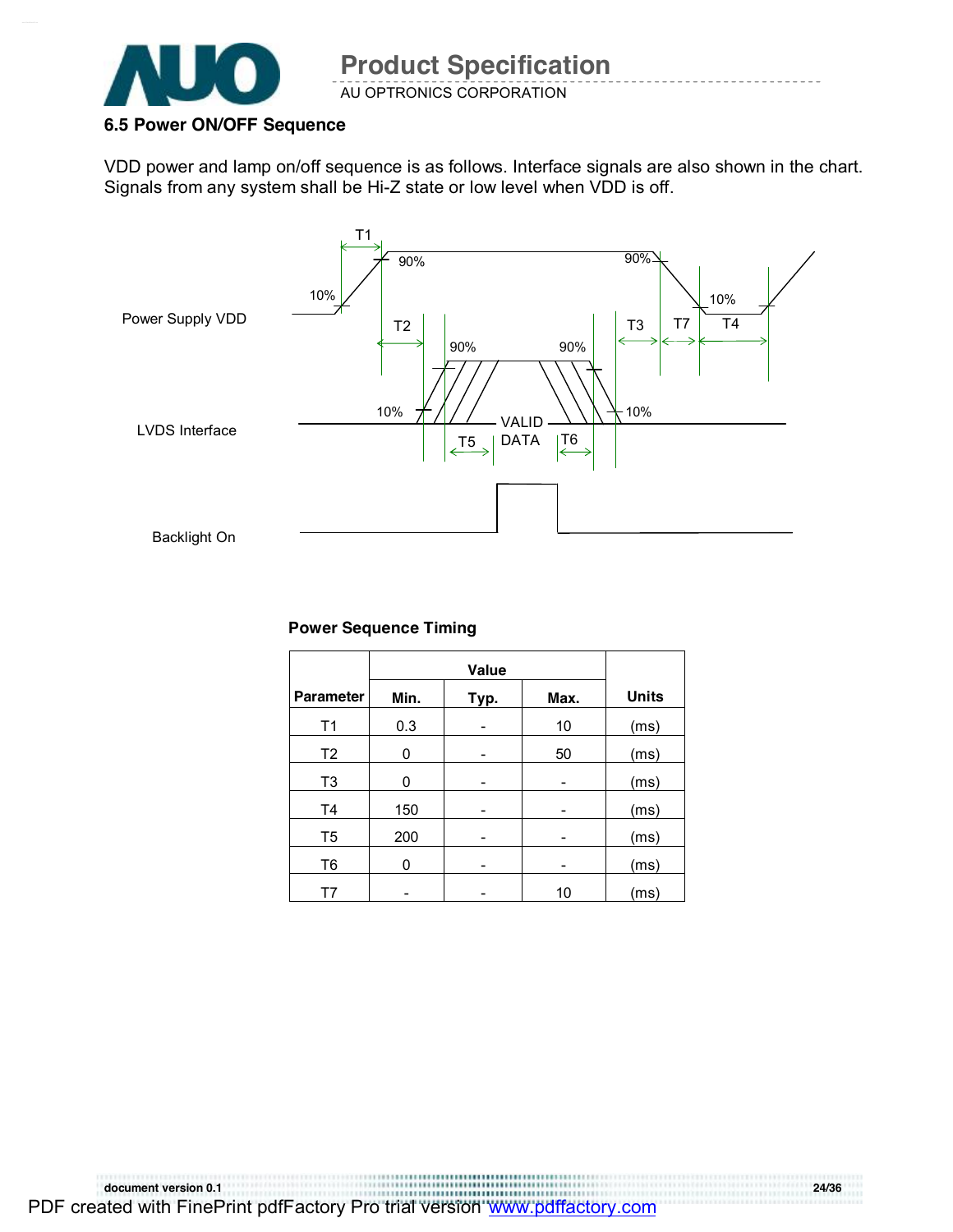## 6.5 Power ON/OFF Sequence

VDD power and lamp on/off sequence is as follows. Interface signals are also shown in the chart. Signals from any system shall be Hi-Z state or low level when VDD is off.

Power Supply VDD

LVDS Interface

Backlight On

**Power Sequence Timing**

| Parameter | Value | | | Units |
|---|---|---|---|---|
| | Min. | Typ. | Max. | |
| T1 | 0.3 | - | 10 | (ms) |
| T2 | 0 | - | 50 | (ms) |
| T3 | 0 | - | - | (ms) |
| T4 | 150 | - | - | (ms) |
| T5 | 200 | - | - | (ms) |
| T6 | 0 | - | - | (ms) |
| T7 | - | - | 10 | (ms) |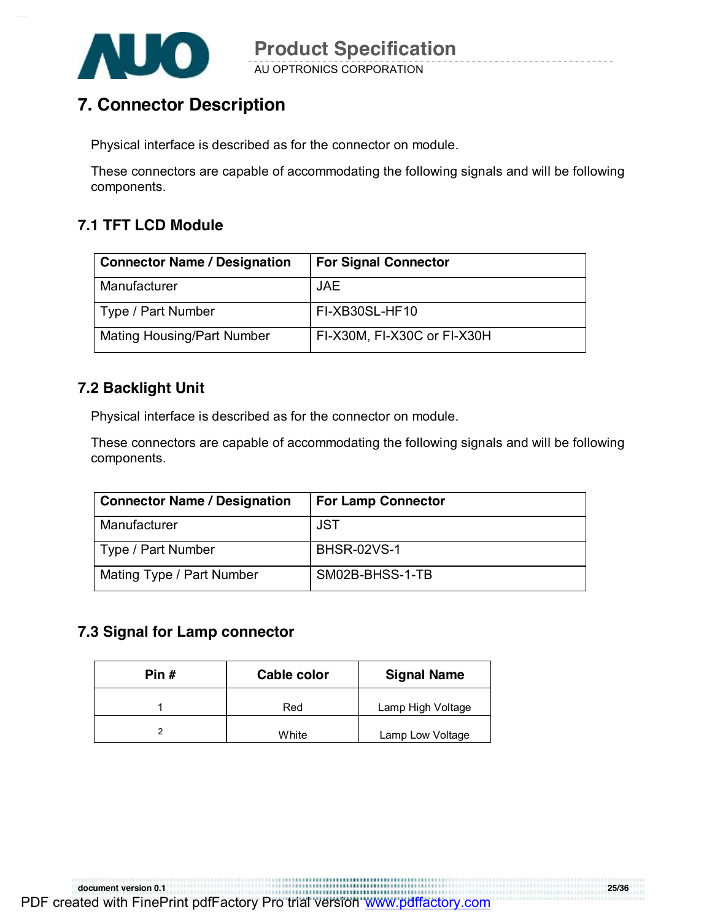# 7. Connector Description

Physical interface is described as for the connector on module.

These connectors are capable of accommodating the following signals and will be following components.

## 7.1 TFT LCD Module

| Connector Name / Designation | For Signal Connector |
| --- | --- |
| Manufacturer | JAE |
| Type / Part Number | FI-XB30SL-HF10 |
| Mating Housing/Part Number | FI-X30M, FI-X30C or FI-X30H |

## 7.2 Backlight Unit

Physical interface is described as for the connector on module.

These connectors are capable of accommodating the following signals and will be following components.

| Connector Name / Designation | For Lamp Connector |
| --- | --- |
| Manufacturer | JST |
| Type / Part Number | BHSR-02VS-1 |
| Mating Type / Part Number | SM02B-BHSS-1-TB |

## 7.3 Signal for Lamp connector

| Pin # | Cable color | Signal Name |
| --- | --- | --- |
| 1 | Red | Lamp High Voltage |
| 2 | White | Lamp Low Voltage |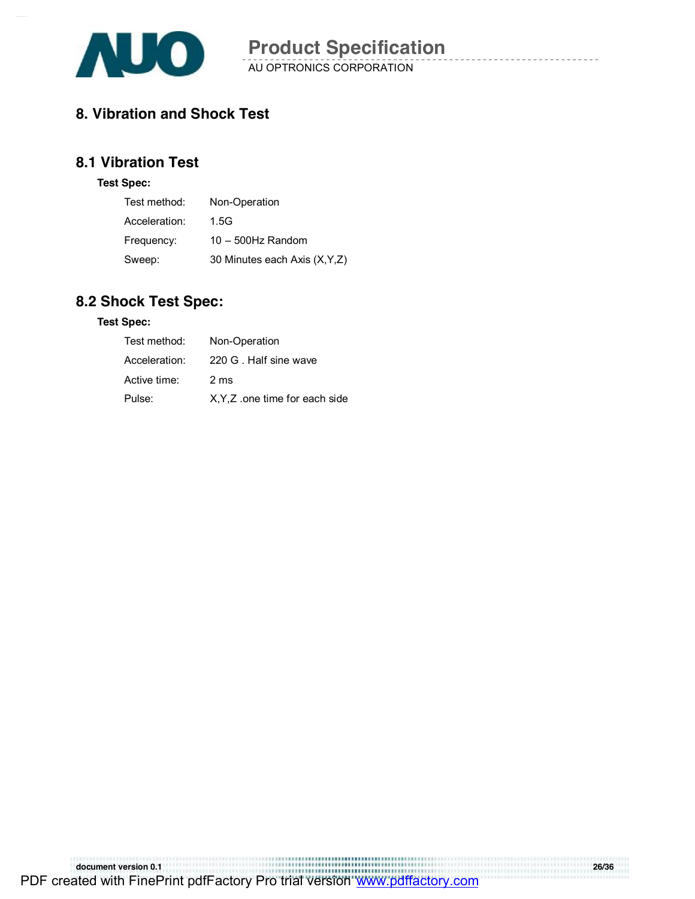# 8. Vibration and Shock Test

## 8.1 Vibration Test

**Test Spec:**

| | |
|---|---|
| Test method: | Non-Operation |
| Acceleration: | 1.5G |
| Frequency: | 10 – 500Hz Random |
| Sweep: | 30 Minutes each Axis (X,Y,Z) |

## 8.2 Shock Test Spec:

**Test Spec:**

| | |
|---|---|
| Test method: | Non-Operation |
| Acceleration: | 220 G . Half sine wave |
| Active time: | 2 ms |
| Pulse: | X,Y,Z .one time for each side |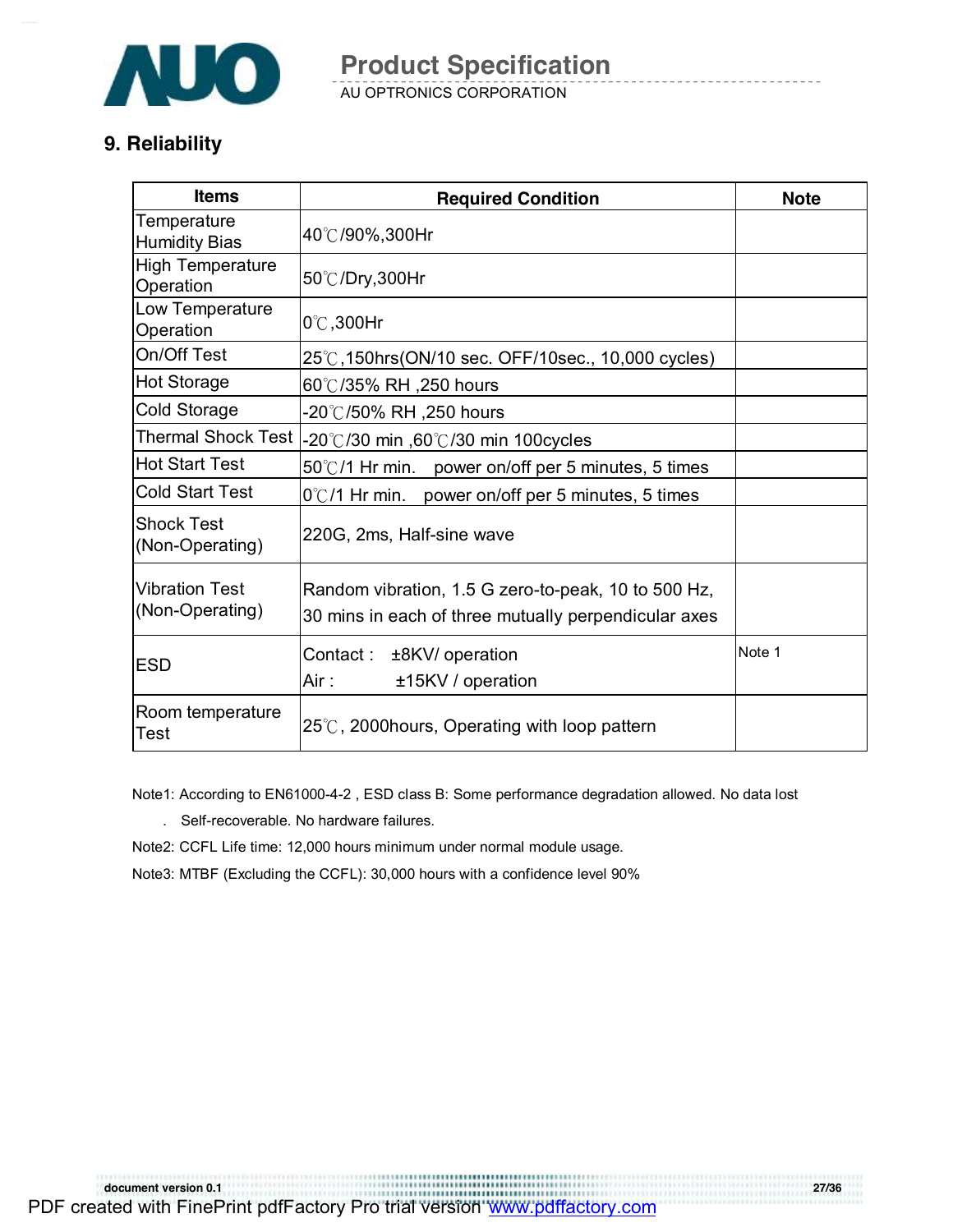## 9. Reliability

| Items | Required Condition | Note |
|---|---|---|
| Temperature Humidity Bias | 40℃/90%,300Hr | |
| High Temperature Operation | 50℃/Dry,300Hr | |
| Low Temperature Operation | 0℃,300Hr | |
| On/Off Test | 25℃,150hrs(ON/10 sec. OFF/10sec., 10,000 cycles) | |
| Hot Storage | 60℃/35% RH ,250 hours | |
| Cold Storage | -20℃/50% RH ,250 hours | |
| Thermal Shock Test | -20℃/30 min ,60℃/30 min 100cycles | |
| Hot Start Test | 50℃/1 Hr min. power on/off per 5 minutes, 5 times | |
| Cold Start Test | 0℃/1 Hr min. power on/off per 5 minutes, 5 times | |
| Shock Test (Non-Operating) | 220G, 2ms, Half-sine wave | |
| Vibration Test (Non-Operating) | Random vibration, 1.5 G zero-to-peak, 10 to 500 Hz, 30 mins in each of three mutually perpendicular axes | |
| ESD | Contact : ±8KV/ operation<br>Air : ±15KV / operation | Note 1 |
| Room temperature Test | 25℃, 2000hours, Operating with loop pattern | |

Note1: According to EN61000-4-2 , ESD class B: Some performance degradation allowed. No data lost

. Self-recoverable. No hardware failures.

Note2: CCFL Life time: 12,000 hours minimum under normal module usage.

Note3: MTBF (Excluding the CCFL): 30,000 hours with a confidence level 90%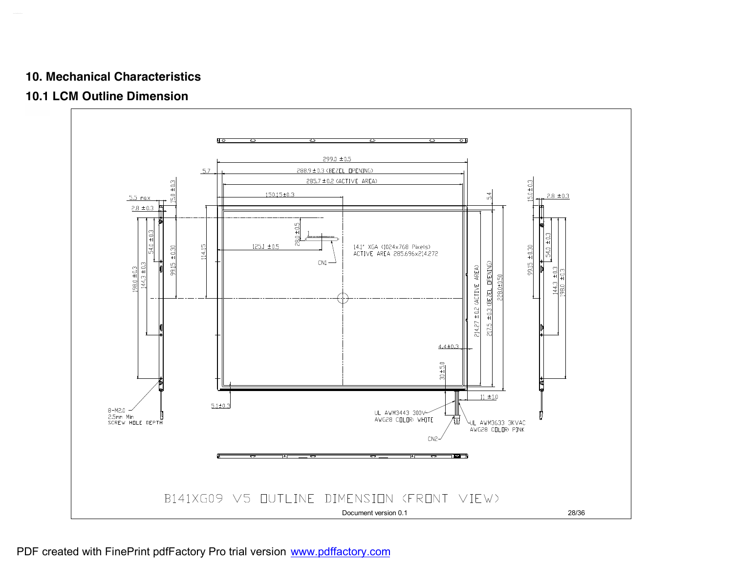## 10. Mechanical Characteristics

### 10.1 LCM Outline Dimension

299.0 ±0.5

5.7

288.9 ± 0.3 (BEZEL OPENING)

285.7 ± 0.2 (ACTIVE AREA)

150.15±0.3

5.5 max

2.8 ±0.3

15.0 ±0.3

54.0 ±0.3

99.15 ±0.30

198.0 ±0.3

144.3 ±0.3

114.15

28.0 ±0.5

125.1 ±0.5

CN1

14.1" XGA (1024x768 Pixels)
ACTIVE AREA 285.696x214.272

5.4

214.27 ± 0.2 (ACTIVE AREA)

217.5 ± 0.3 (BEZEL OPENING)

228.0±0.50

4.4±0.3

30±5.0

11 ±1.0

5.1±0.3

8-M2.0
2.5mm Min
SCREW HOLE DEPTH

UL AWM3443 300V
AWG28 COLOR: WHITE

UL AWM3633 3KVAC
AWG28 COLOR: PINK

CN2

15.0 ±0.3

2.8 ±0.3

54.0 ±0.3

99.15 ±0.30

144.3 ±0.3

198.0 ±0.3

B141XG09 V5 OUTLINE DIMENSION (FRONT VIEW)

Document version 0.1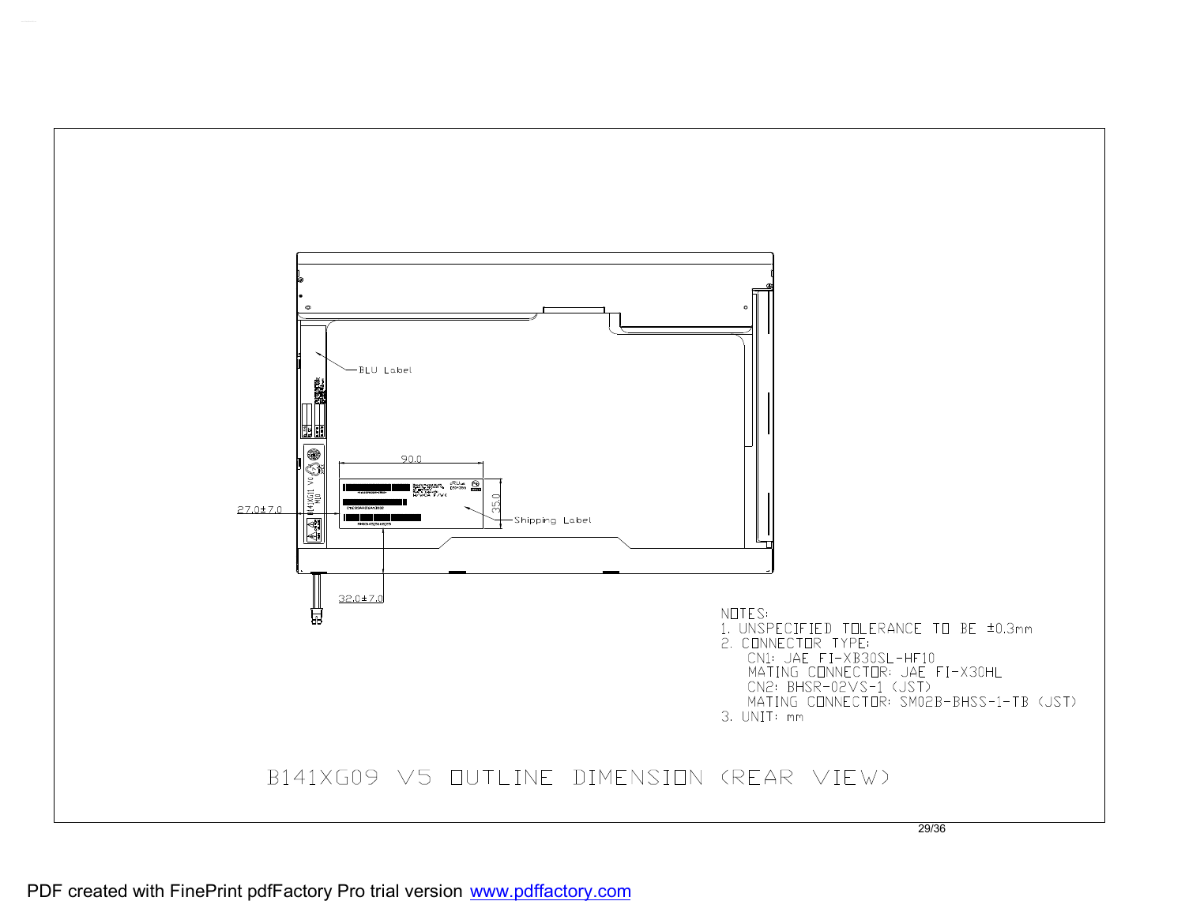BLU Label

90.0

35.0

27.0±7.0

Shipping Label

32.0±7.0

NOTES:

1. UNSPECIFIED TOLERANCE TO BE ±0.3mm
2. CONNECTOR TYPE:
   - CN1: JAE FI-XB30SL-HF10
   - MATING CONNECTOR: JAE FI-X30HL
   - CN2: BHSR-02VS-1 (JST)
   - MATING CONNECTOR: SM02B-BHSS-1-TB (JST)
3. UNIT: mm

B141XG09 V5 OUTLINE DIMENSION (REAR VIEW)

PDF created with FinePrint pdfFactory Pro trial version www.pdffactory.com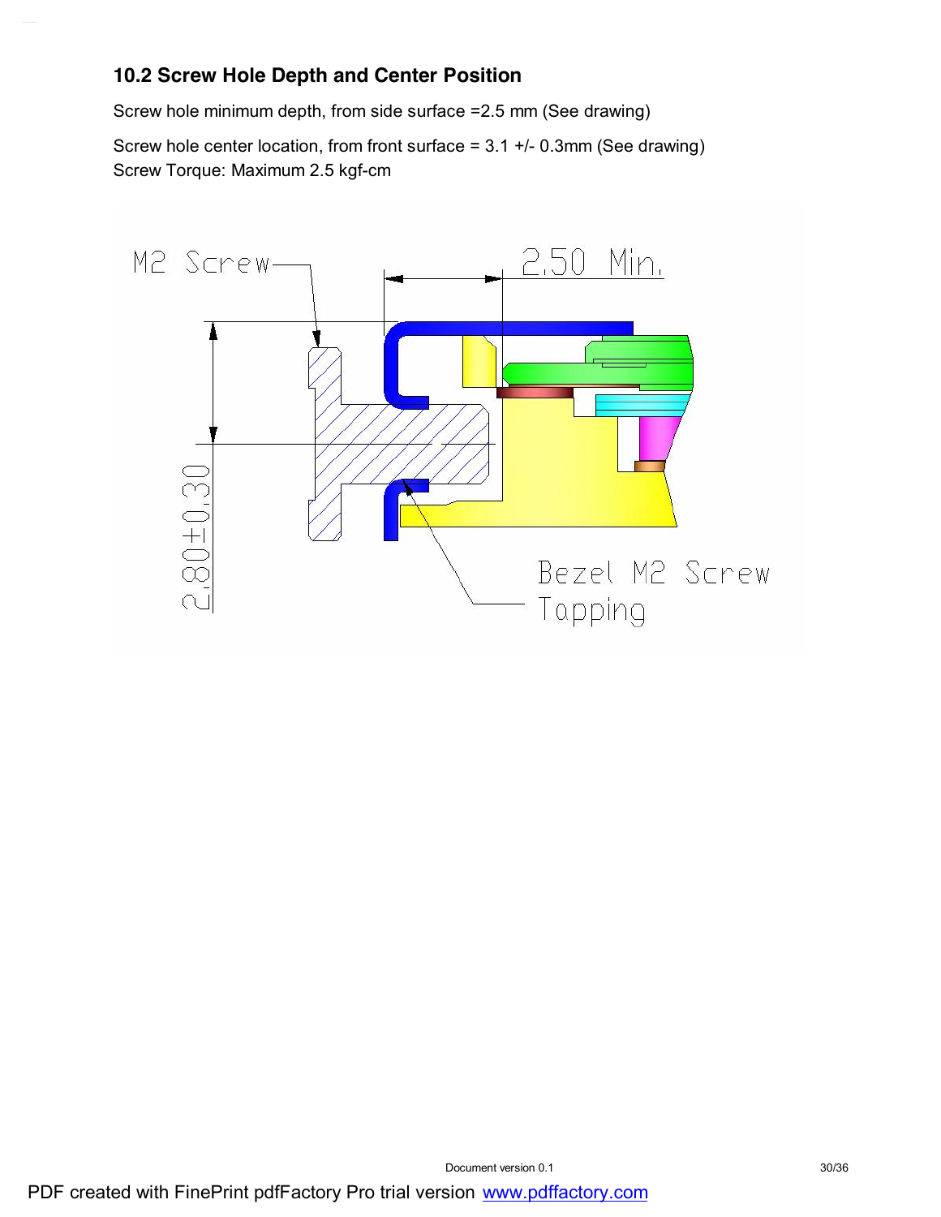## 10.2 Screw Hole Depth and Center Position

Screw hole minimum depth, from side surface =2.5 mm (See drawing)

Screw hole center location, from front surface = 3.1 +/- 0.3mm (See drawing)
Screw Torque: Maximum 2.5 kgf-cm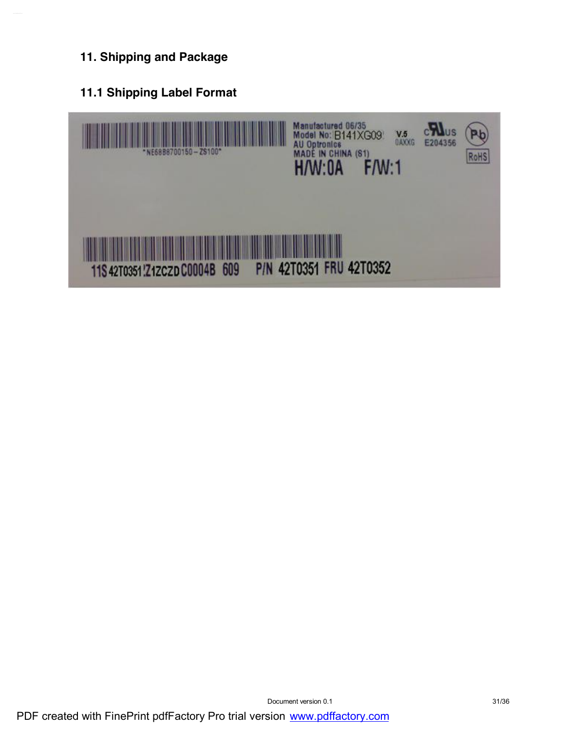## 11. Shipping and Package

### 11.1 Shipping Label Format

*NE68B8700150-ZS100*

Manufactured 06/35
Model No: B141XG09 V.5 0AXXG
AU Optronics
MADE IN CHINA (S1)
H/W:0A F/W:1

E204356
RoHS

11S 42T0351 Z1ZCZD C0004B 609 P/N 42T0351 FRU 42T0352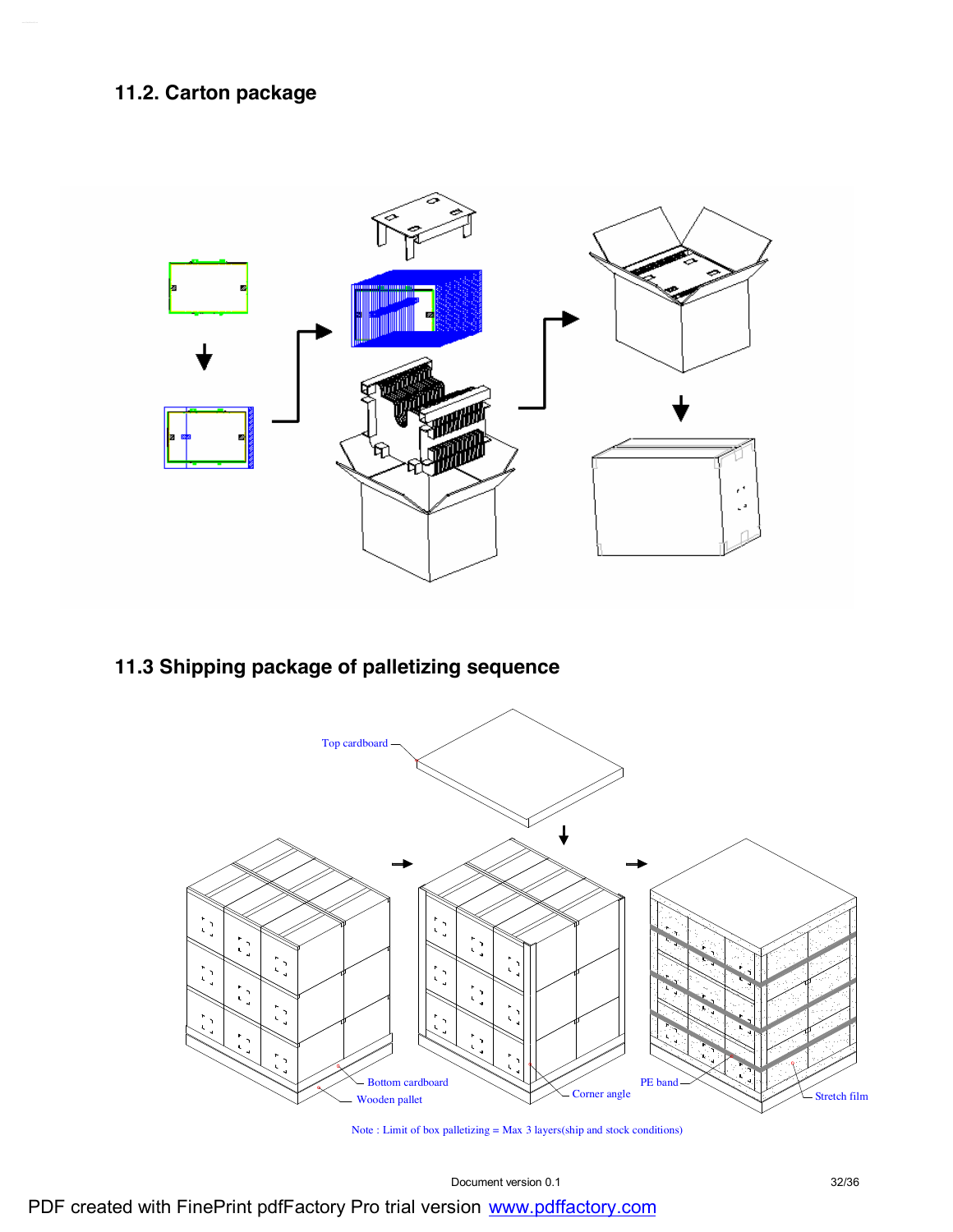## 11.2. Carton package

## 11.3 Shipping package of palletizing sequence

Top cardboard

Bottom cardboard

Wooden pallet

Corner angle

PE band

Stretch film

Note : Limit of box palletizing = Max 3 layers(ship and stock conditions)

Document version 0.1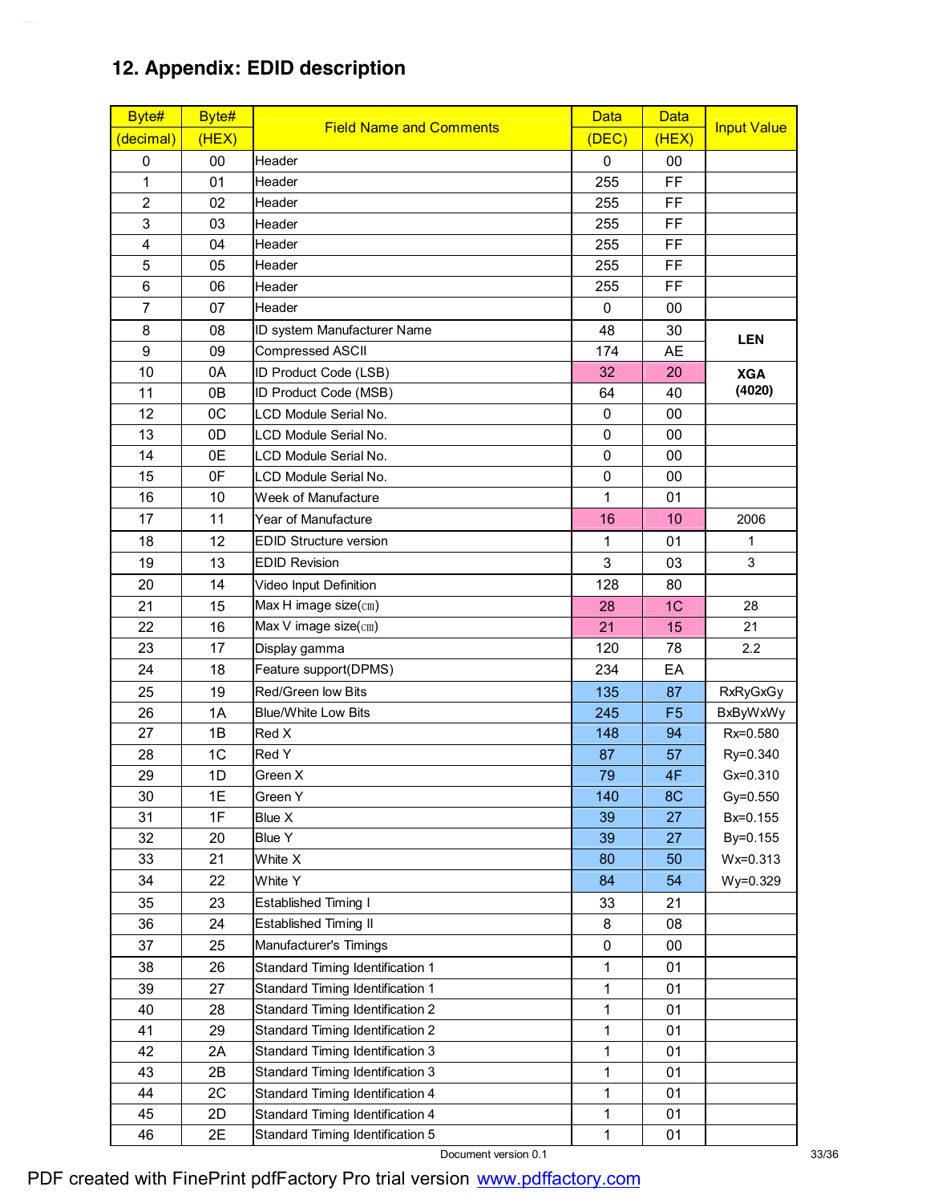## 12. Appendix: EDID description

| Byte# (decimal) | Byte# (HEX) | Field Name and Comments | Data (DEC) | Data (HEX) | Input Value |
|---|---|---|---|---|---|
| 0 | 00 | Header | 0 | 00 | |
| 1 | 01 | Header | 255 | FF | |
| 2 | 02 | Header | 255 | FF | |
| 3 | 03 | Header | 255 | FF | |
| 4 | 04 | Header | 255 | FF | |
| 5 | 05 | Header | 255 | FF | |
| 6 | 06 | Header | 255 | FF | |
| 7 | 07 | Header | 0 | 00 | |
| 8 | 08 | ID system Manufacturer Name | 48 | 30 | **LEN** |
| 9 | 09 | Compressed ASCII | 174 | AE | |
| 10 | 0A | ID Product Code (LSB) | 32 | 20 | **XGA (4020)** |
| 11 | 0B | ID Product Code (MSB) | 64 | 40 | |
| 12 | 0C | LCD Module Serial No. | 0 | 00 | |
| 13 | 0D | LCD Module Serial No. | 0 | 00 | |
| 14 | 0E | LCD Module Serial No. | 0 | 00 | |
| 15 | 0F | LCD Module Serial No. | 0 | 00 | |
| 16 | 10 | Week of Manufacture | 1 | 01 | |
| 17 | 11 | Year of Manufacture | 16 | 10 | 2006 |
| 18 | 12 | EDID Structure version | 1 | 01 | 1 |
| 19 | 13 | EDID Revision | 3 | 03 | 3 |
| 20 | 14 | Video Input Definition | 128 | 80 | |
| 21 | 15 | Max H image size(㎝) | 28 | 1C | 28 |
| 22 | 16 | Max V image size(㎝) | 21 | 15 | 21 |
| 23 | 17 | Display gamma | 120 | 78 | 2.2 |
| 24 | 18 | Feature support(DPMS) | 234 | EA | |
| 25 | 19 | Red/Green low Bits | 135 | 87 | RxRyGxGy |
| 26 | 1A | Blue/White Low Bits | 245 | F5 | BxByWxWy |
| 27 | 1B | Red X | 148 | 94 | Rx=0.580 |
| 28 | 1C | Red Y | 87 | 57 | Ry=0.340 |
| 29 | 1D | Green X | 79 | 4F | Gx=0.310 |
| 30 | 1E | Green Y | 140 | 8C | Gy=0.550 |
| 31 | 1F | Blue X | 39 | 27 | Bx=0.155 |
| 32 | 20 | Blue Y | 39 | 27 | By=0.155 |
| 33 | 21 | White X | 80 | 50 | Wx=0.313 |
| 34 | 22 | White Y | 84 | 54 | Wy=0.329 |
| 35 | 23 | Established Timing I | 33 | 21 | |
| 36 | 24 | Established Timing II | 8 | 08 | |
| 37 | 25 | Manufacturer's Timings | 0 | 00 | |
| 38 | 26 | Standard Timing Identification 1 | 1 | 01 | |
| 39 | 27 | Standard Timing Identification 1 | 1 | 01 | |
| 40 | 28 | Standard Timing Identification 2 | 1 | 01 | |
| 41 | 29 | Standard Timing Identification 2 | 1 | 01 | |
| 42 | 2A | Standard Timing Identification 3 | 1 | 01 | |
| 43 | 2B | Standard Timing Identification 3 | 1 | 01 | |
| 44 | 2C | Standard Timing Identification 4 | 1 | 01 | |
| 45 | 2D | Standard Timing Identification 4 | 1 | 01 | |
| 46 | 2E | Standard Timing Identification 5 | 1 | 01 | |

Document version 0.1

PDF created with FinePrint pdfFactory Pro trial version [www.pdffactory.com](www.pdffactory.com)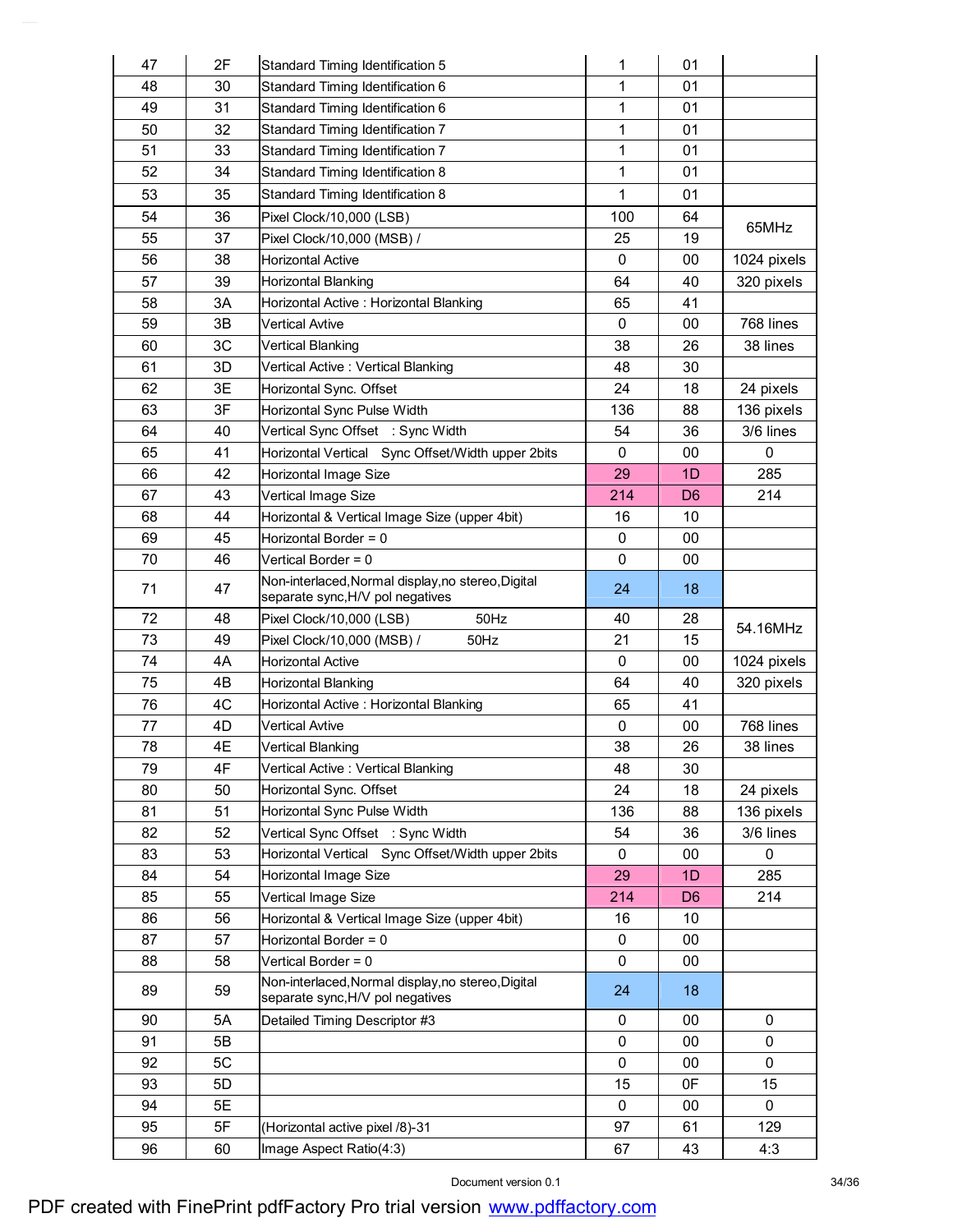| | | | | | |
|---|---|---|---|---|---|
| 47 | 2F | Standard Timing Identification 5 | 1 | 01 | |
| 48 | 30 | Standard Timing Identification 6 | 1 | 01 | |
| 49 | 31 | Standard Timing Identification 6 | 1 | 01 | |
| 50 | 32 | Standard Timing Identification 7 | 1 | 01 | |
| 51 | 33 | Standard Timing Identification 7 | 1 | 01 | |
| 52 | 34 | Standard Timing Identification 8 | 1 | 01 | |
| 53 | 35 | Standard Timing Identification 8 | 1 | 01 | |
| 54 | 36 | Pixel Clock/10,000 (LSB) | 100 | 64 | 65MHz |
| 55 | 37 | Pixel Clock/10,000 (MSB) / | 25 | 19 | |
| 56 | 38 | Horizontal Active | 0 | 00 | 1024 pixels |
| 57 | 39 | Horizontal Blanking | 64 | 40 | 320 pixels |
| 58 | 3A | Horizontal Active : Horizontal Blanking | 65 | 41 | |
| 59 | 3B | Vertical Avtive | 0 | 00 | 768 lines |
| 60 | 3C | Vertical Blanking | 38 | 26 | 38 lines |
| 61 | 3D | Vertical Active : Vertical Blanking | 48 | 30 | |
| 62 | 3E | Horizontal Sync. Offset | 24 | 18 | 24 pixels |
| 63 | 3F | Horizontal Sync Pulse Width | 136 | 88 | 136 pixels |
| 64 | 40 | Vertical Sync Offset : Sync Width | 54 | 36 | 3/6 lines |
| 65 | 41 | Horizontal Vertical Sync Offset/Width upper 2bits | 0 | 00 | 0 |
| 66 | 42 | Horizontal Image Size | 29 | 1D | 285 |
| 67 | 43 | Vertical Image Size | 214 | D6 | 214 |
| 68 | 44 | Horizontal & Vertical Image Size (upper 4bit) | 16 | 10 | |
| 69 | 45 | Horizontal Border = 0 | 0 | 00 | |
| 70 | 46 | Vertical Border = 0 | 0 | 00 | |
| 71 | 47 | Non-interlaced,Normal display,no stereo,Digital separate sync,H/V pol negatives | 24 | 18 | |
| 72 | 48 | Pixel Clock/10,000 (LSB) 50Hz | 40 | 28 | 54.16MHz |
| 73 | 49 | Pixel Clock/10,000 (MSB) / 50Hz | 21 | 15 | |
| 74 | 4A | Horizontal Active | 0 | 00 | 1024 pixels |
| 75 | 4B | Horizontal Blanking | 64 | 40 | 320 pixels |
| 76 | 4C | Horizontal Active : Horizontal Blanking | 65 | 41 | |
| 77 | 4D | Vertical Avtive | 0 | 00 | 768 lines |
| 78 | 4E | Vertical Blanking | 38 | 26 | 38 lines |
| 79 | 4F | Vertical Active : Vertical Blanking | 48 | 30 | |
| 80 | 50 | Horizontal Sync. Offset | 24 | 18 | 24 pixels |
| 81 | 51 | Horizontal Sync Pulse Width | 136 | 88 | 136 pixels |
| 82 | 52 | Vertical Sync Offset : Sync Width | 54 | 36 | 3/6 lines |
| 83 | 53 | Horizontal Vertical Sync Offset/Width upper 2bits | 0 | 00 | 0 |
| 84 | 54 | Horizontal Image Size | 29 | 1D | 285 |
| 85 | 55 | Vertical Image Size | 214 | D6 | 214 |
| 86 | 56 | Horizontal & Vertical Image Size (upper 4bit) | 16 | 10 | |
| 87 | 57 | Horizontal Border = 0 | 0 | 00 | |
| 88 | 58 | Vertical Border = 0 | 0 | 00 | |
| 89 | 59 | Non-interlaced,Normal display,no stereo,Digital separate sync,H/V pol negatives | 24 | 18 | |
| 90 | 5A | Detailed Timing Descriptor #3 | 0 | 00 | 0 |
| 91 | 5B | | 0 | 00 | 0 |
| 92 | 5C | | 0 | 00 | 0 |
| 93 | 5D | | 15 | 0F | 15 |
| 94 | 5E | | 0 | 00 | 0 |
| 95 | 5F | (Horizontal active pixel /8)-31 | 97 | 61 | 129 |
| 96 | 60 | Image Aspect Ratio(4:3) | 67 | 43 | 4:3 |

Document version 0.1

PDF created with FinePrint pdfFactory Pro trial version www.pdffactory.com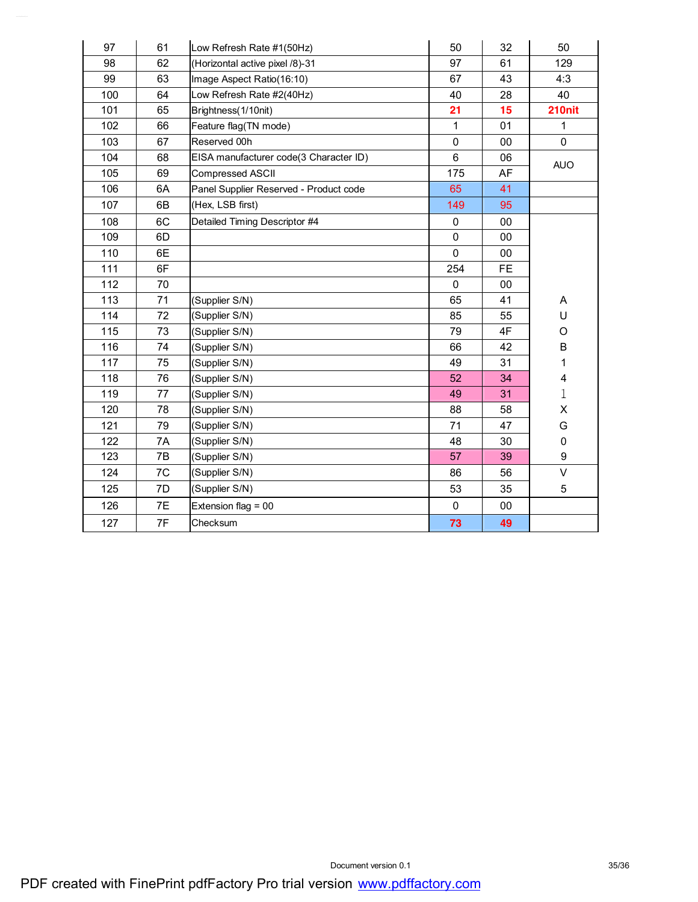| 97 | 61 | Low Refresh Rate #1(50Hz) | 50 | 32 | 50 |
|---|---|---|---|---|---|
| 98 | 62 | (Horizontal active pixel /8)-31 | 97 | 61 | 129 |
| 99 | 63 | Image Aspect Ratio(16:10) | 67 | 43 | 4:3 |
| 100 | 64 | Low Refresh Rate #2(40Hz) | 40 | 28 | 40 |
| 101 | 65 | Brightness(1/10nit) | **21** | **15** | **210nit** |
| 102 | 66 | Feature flag(TN mode) | 1 | 01 | 1 |
| 103 | 67 | Reserved 00h | 0 | 00 | 0 |
| 104 | 68 | EISA manufacturer code(3 Character ID) | 6 | 06 | AUO |
| 105 | 69 | Compressed ASCII | 175 | AF | |
| 106 | 6A | Panel Supplier Reserved - Product code | 65 | 41 | |
| 107 | 6B | (Hex, LSB first) | 149 | 95 | |
| 108 | 6C | Detailed Timing Descriptor #4 | 0 | 00 | |
| 109 | 6D | | 0 | 00 | |
| 110 | 6E | | 0 | 00 | |
| 111 | 6F | | 254 | FE | |
| 112 | 70 | | 0 | 00 | |
| 113 | 71 | (Supplier S/N) | 65 | 41 | A |
| 114 | 72 | (Supplier S/N) | 85 | 55 | U |
| 115 | 73 | (Supplier S/N) | 79 | 4F | O |
| 116 | 74 | (Supplier S/N) | 66 | 42 | B |
| 117 | 75 | (Supplier S/N) | 49 | 31 | 1 |
| 118 | 76 | (Supplier S/N) | 52 | 34 | 4 |
| 119 | 77 | (Supplier S/N) | 49 | 31 | 1 |
| 120 | 78 | (Supplier S/N) | 88 | 58 | X |
| 121 | 79 | (Supplier S/N) | 71 | 47 | G |
| 122 | 7A | (Supplier S/N) | 48 | 30 | 0 |
| 123 | 7B | (Supplier S/N) | 57 | 39 | 9 |
| 124 | 7C | (Supplier S/N) | 86 | 56 | V |
| 125 | 7D | (Supplier S/N) | 53 | 35 | 5 |
| 126 | 7E | Extension flag = 00 | 0 | 00 | |
| 127 | 7F | Checksum | **73** | **49** | |

Document version 0.1

PDF created with FinePrint pdfFactory Pro trial version www.pdffactory.com